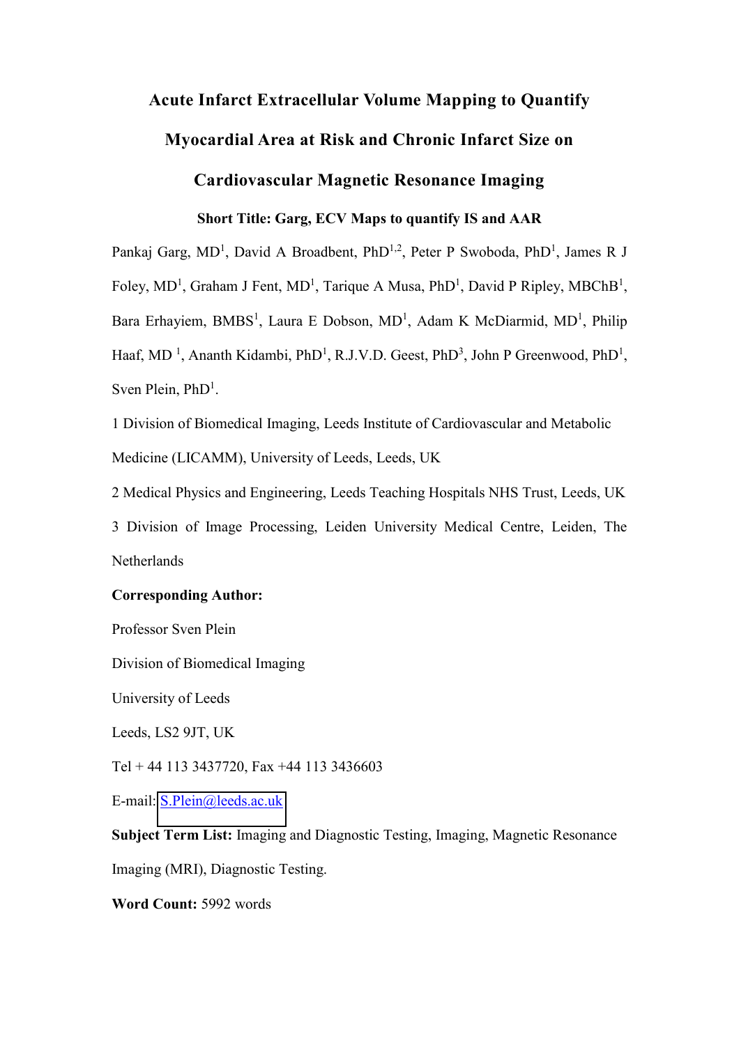# Acute Infarct Extracellular Volume Mapping to Quantify Myocardial Area at Risk and Chronic Infarct Size on Cardiovascular Magnetic Resonance Imaging

**Short Title: Garg, ECV Maps to quantify IS and AAR**

Pankaj Garg, MD[1], David A Broadbent, PhD[1,2], Peter P Swoboda, PhD[1], James R J Foley, MD[1], Graham J Fent, MD[1], Tarique A Musa, PhD[1], David P Ripley, MBChB[1], Bara Erhayiem, BMBS[1], Laura E Dobson, MD[1], Adam K McDiarmid, MD[1], Philip Haaf, MD [1], Ananth Kidambi, PhD[1], R.J.V.D. Geest, PhD[3], John P Greenwood, PhD[1], Sven Plein, PhD[1].

1 Division of Biomedical Imaging, Leeds Institute of Cardiovascular and Metabolic Medicine (LICAMM), University of Leeds, Leeds, UK

2 Medical Physics and Engineering, Leeds Teaching Hospitals NHS Trust, Leeds, UK

3 Division of Image Processing, Leiden University Medical Centre, Leiden, The Netherlands

**Corresponding Author:**

Professor Sven Plein

Division of Biomedical Imaging

University of Leeds

Leeds, LS2 9JT, UK

Tel + 44 113 3437720, Fax +44 113 3436603

E-mail: S.Plein@leeds.ac.uk

**Subject Term List:** Imaging and Diagnostic Testing, Imaging, Magnetic Resonance Imaging (MRI), Diagnostic Testing.

**Word Count:** 5992 words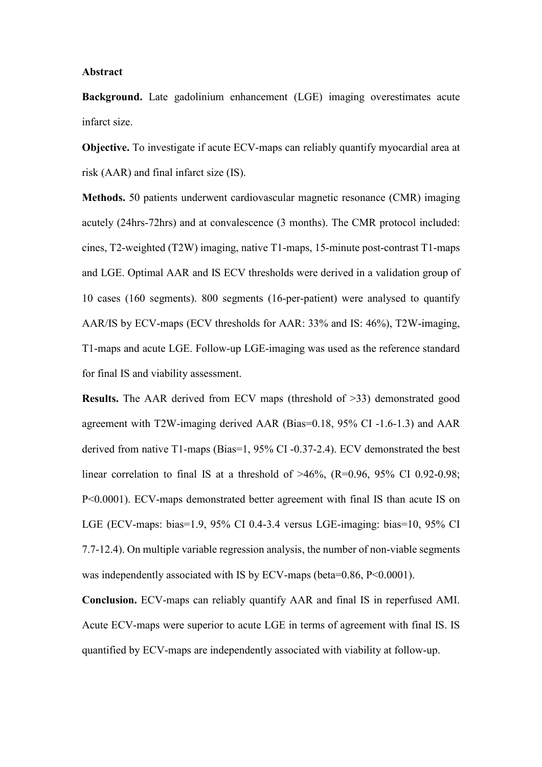**Abstract**

**Background.** Late gadolinium enhancement (LGE) imaging overestimates acute infarct size.

**Objective.** To investigate if acute ECV-maps can reliably quantify myocardial area at risk (AAR) and final infarct size (IS).

**Methods.** 50 patients underwent cardiovascular magnetic resonance (CMR) imaging acutely (24hrs-72hrs) and at convalescence (3 months). The CMR protocol included: cines, T2-weighted (T2W) imaging, native T1-maps, 15-minute post-contrast T1-maps and LGE. Optimal AAR and IS ECV thresholds were derived in a validation group of 10 cases (160 segments). 800 segments (16-per-patient) were analysed to quantify AAR/IS by ECV-maps (ECV thresholds for AAR: 33% and IS: 46%), T2W-imaging, T1-maps and acute LGE. Follow-up LGE-imaging was used as the reference standard for final IS and viability assessment.

**Results.** The AAR derived from ECV maps (threshold of >33) demonstrated good agreement with T2W-imaging derived AAR (Bias=0.18, 95% CI -1.6-1.3) and AAR derived from native T1-maps (Bias=1, 95% CI -0.37-2.4). ECV demonstrated the best linear correlation to final IS at a threshold of >46%, (R=0.96, 95% CI 0.92-0.98; P<0.0001). ECV-maps demonstrated better agreement with final IS than acute IS on LGE (ECV-maps: bias=1.9, 95% CI 0.4-3.4 versus LGE-imaging: bias=10, 95% CI 7.7-12.4). On multiple variable regression analysis, the number of non-viable segments was independently associated with IS by ECV-maps (beta=0.86, P<0.0001).

**Conclusion.** ECV-maps can reliably quantify AAR and final IS in reperfused AMI. Acute ECV-maps were superior to acute LGE in terms of agreement with final IS. IS quantified by ECV-maps are independently associated with viability at follow-up.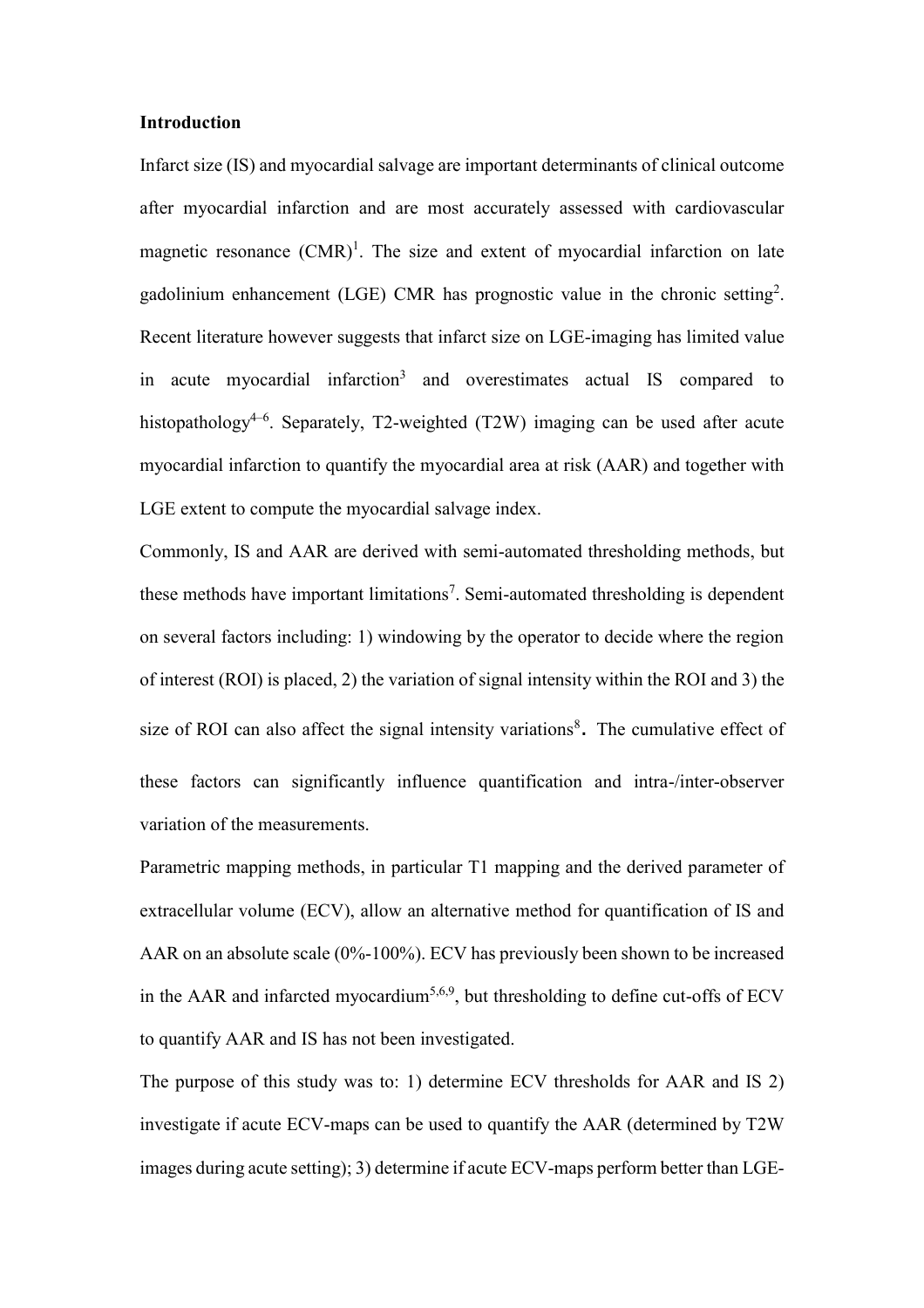## Introduction

Infarct size (IS) and myocardial salvage are important determinants of clinical outcome after myocardial infarction and are most accurately assessed with cardiovascular magnetic resonance (CMR)[1]. The size and extent of myocardial infarction on late gadolinium enhancement (LGE) CMR has prognostic value in the chronic setting[2]. Recent literature however suggests that infarct size on LGE-imaging has limited value in acute myocardial infarction[3] and overestimates actual IS compared to histopathology[4–6]. Separately, T2-weighted (T2W) imaging can be used after acute myocardial infarction to quantify the myocardial area at risk (AAR) and together with LGE extent to compute the myocardial salvage index.

Commonly, IS and AAR are derived with semi-automated thresholding methods, but these methods have important limitations[7]. Semi-automated thresholding is dependent on several factors including: 1) windowing by the operator to decide where the region of interest (ROI) is placed, 2) the variation of signal intensity within the ROI and 3) the size of ROI can also affect the signal intensity variations[8]**.** The cumulative effect of these factors can significantly influence quantification and intra-/inter-observer variation of the measurements.

Parametric mapping methods, in particular T1 mapping and the derived parameter of extracellular volume (ECV), allow an alternative method for quantification of IS and AAR on an absolute scale (0%-100%). ECV has previously been shown to be increased in the AAR and infarcted myocardium[5,6,9], but thresholding to define cut-offs of ECV to quantify AAR and IS has not been investigated.

The purpose of this study was to: 1) determine ECV thresholds for AAR and IS 2) investigate if acute ECV-maps can be used to quantify the AAR (determined by T2W images during acute setting); 3) determine if acute ECV-maps perform better than LGE-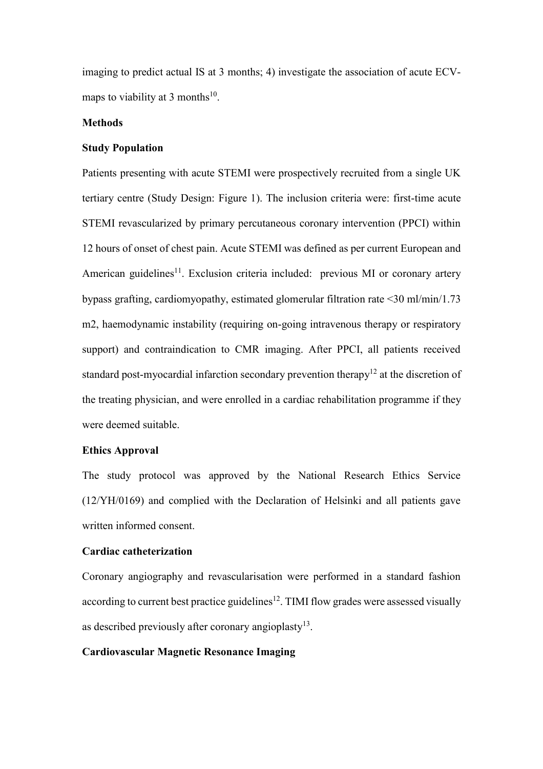imaging to predict actual IS at 3 months; 4) investigate the association of acute ECV-maps to viability at 3 months[10].

## Methods

### Study Population

Patients presenting with acute STEMI were prospectively recruited from a single UK tertiary centre (Study Design: Figure 1). The inclusion criteria were: first-time acute STEMI revascularized by primary percutaneous coronary intervention (PPCI) within 12 hours of onset of chest pain. Acute STEMI was defined as per current European and American guidelines[11]. Exclusion criteria included: previous MI or coronary artery bypass grafting, cardiomyopathy, estimated glomerular filtration rate <30 ml/min/1.73 m2, haemodynamic instability (requiring on-going intravenous therapy or respiratory support) and contraindication to CMR imaging. After PPCI, all patients received standard post-myocardial infarction secondary prevention therapy[12] at the discretion of the treating physician, and were enrolled in a cardiac rehabilitation programme if they were deemed suitable.

### Ethics Approval

The study protocol was approved by the National Research Ethics Service (12/YH/0169) and complied with the Declaration of Helsinki and all patients gave written informed consent.

### Cardiac catheterization

Coronary angiography and revascularisation were performed in a standard fashion according to current best practice guidelines[12]. TIMI flow grades were assessed visually as described previously after coronary angioplasty[13].

### Cardiovascular Magnetic Resonance Imaging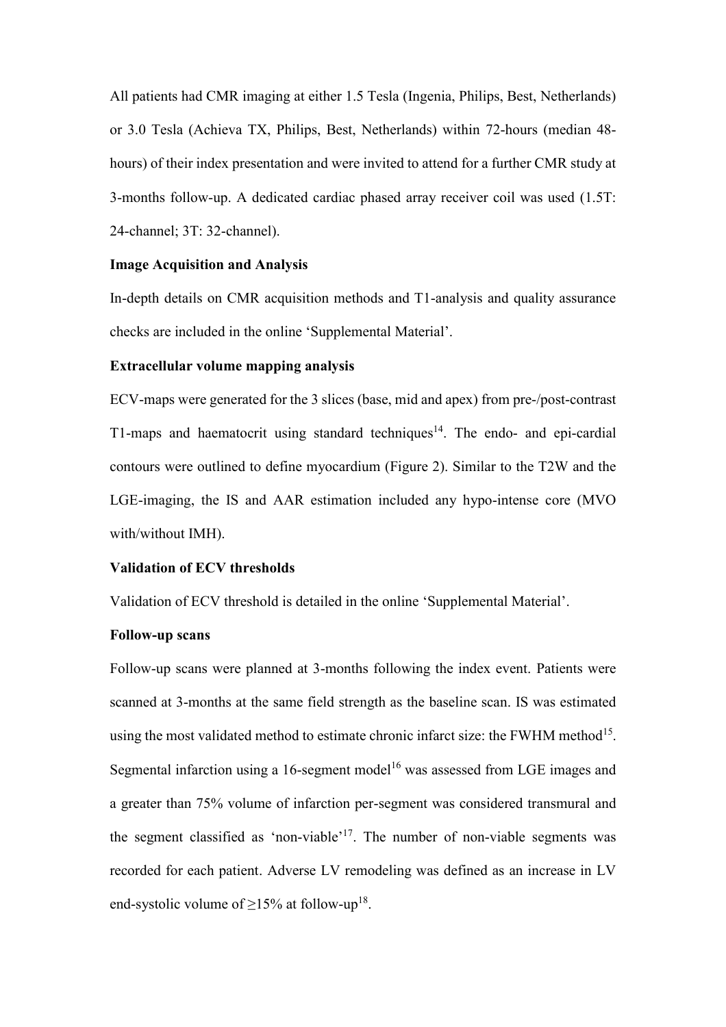All patients had CMR imaging at either 1.5 Tesla (Ingenia, Philips, Best, Netherlands) or 3.0 Tesla (Achieva TX, Philips, Best, Netherlands) within 72-hours (median 48-hours) of their index presentation and were invited to attend for a further CMR study at 3-months follow-up. A dedicated cardiac phased array receiver coil was used (1.5T: 24-channel; 3T: 32-channel).

**Image Acquisition and Analysis**

In-depth details on CMR acquisition methods and T1-analysis and quality assurance checks are included in the online 'Supplemental Material'.

**Extracellular volume mapping analysis**

ECV-maps were generated for the 3 slices (base, mid and apex) from pre-/post-contrast T1-maps and haematocrit using standard techniques[14]. The endo- and epi-cardial contours were outlined to define myocardium (Figure 2). Similar to the T2W and the LGE-imaging, the IS and AAR estimation included any hypo-intense core (MVO with/without IMH).

**Validation of ECV thresholds**

Validation of ECV threshold is detailed in the online 'Supplemental Material'.

**Follow-up scans**

Follow-up scans were planned at 3-months following the index event. Patients were scanned at 3-months at the same field strength as the baseline scan. IS was estimated using the most validated method to estimate chronic infarct size: the FWHM method[15]. Segmental infarction using a 16-segment model[16] was assessed from LGE images and a greater than 75% volume of infarction per-segment was considered transmural and the segment classified as 'non-viable'[17]. The number of non-viable segments was recorded for each patient. Adverse LV remodeling was defined as an increase in LV end-systolic volume of $\geq$15% at follow-up[18].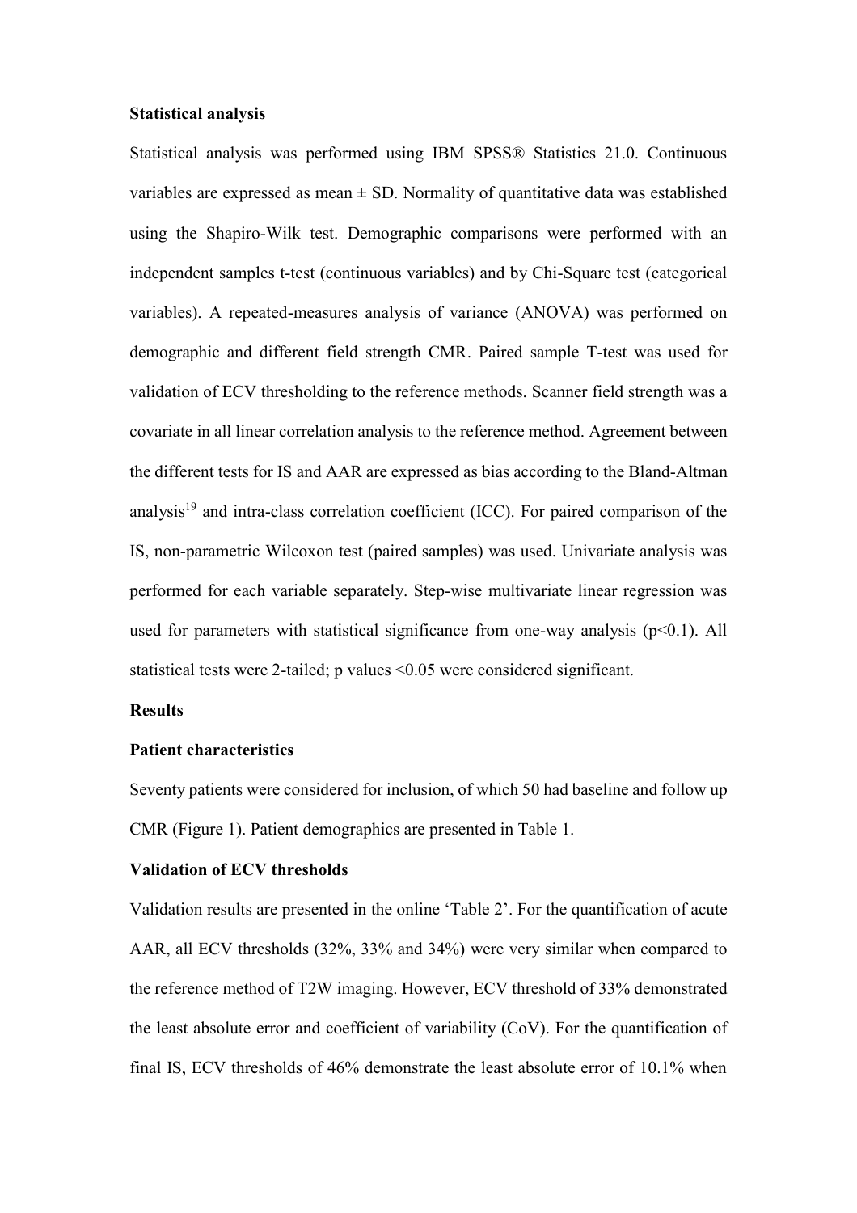### Statistical analysis

Statistical analysis was performed using IBM SPSS® Statistics 21.0. Continuous variables are expressed as mean ± SD. Normality of quantitative data was established using the Shapiro-Wilk test. Demographic comparisons were performed with an independent samples t-test (continuous variables) and by Chi-Square test (categorical variables). A repeated-measures analysis of variance (ANOVA) was performed on demographic and different field strength CMR. Paired sample T-test was used for validation of ECV thresholding to the reference methods. Scanner field strength was a covariate in all linear correlation analysis to the reference method. Agreement between the different tests for IS and AAR are expressed as bias according to the Bland-Altman analysis[19] and intra-class correlation coefficient (ICC). For paired comparison of the IS, non-parametric Wilcoxon test (paired samples) was used. Univariate analysis was performed for each variable separately. Step-wise multivariate linear regression was used for parameters with statistical significance from one-way analysis ($p<0.1$). All statistical tests were 2-tailed; p values $<0.05$ were considered significant.

## Results

### Patient characteristics

Seventy patients were considered for inclusion, of which 50 had baseline and follow up CMR (Figure 1). Patient demographics are presented in Table 1.

### Validation of ECV thresholds

Validation results are presented in the online 'Table 2'. For the quantification of acute AAR, all ECV thresholds (32%, 33% and 34%) were very similar when compared to the reference method of T2W imaging. However, ECV threshold of 33% demonstrated the least absolute error and coefficient of variability (CoV). For the quantification of final IS, ECV thresholds of 46% demonstrate the least absolute error of 10.1% when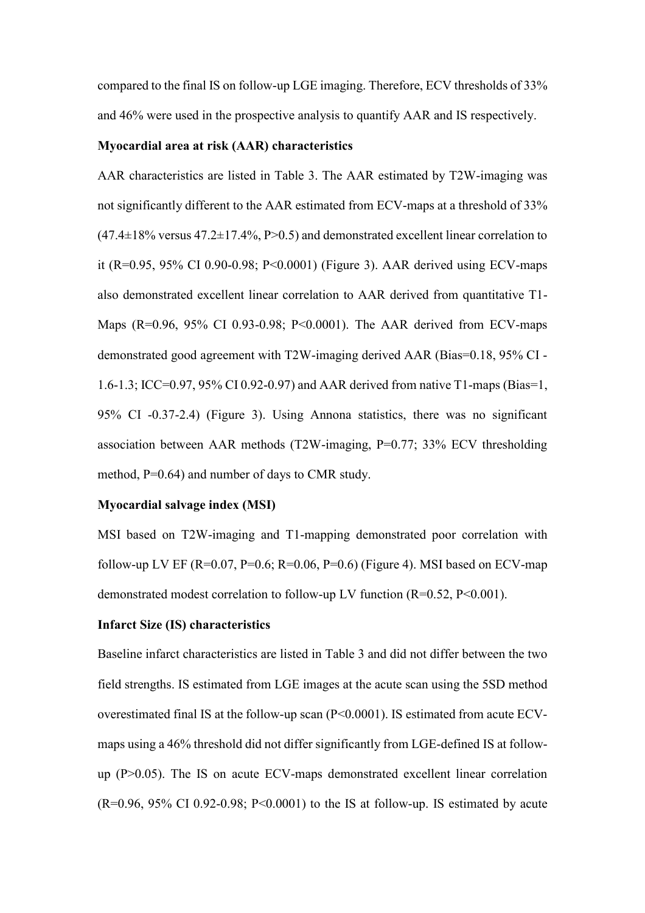compared to the final IS on follow-up LGE imaging. Therefore, ECV thresholds of 33% and 46% were used in the prospective analysis to quantify AAR and IS respectively.

**Myocardial area at risk (AAR) characteristics**

AAR characteristics are listed in Table 3. The AAR estimated by T2W-imaging was not significantly different to the AAR estimated from ECV-maps at a threshold of 33% (47.4±18% versus 47.2±17.4%, P>0.5) and demonstrated excellent linear correlation to it (R=0.95, 95% CI 0.90-0.98; P<0.0001) (Figure 3). AAR derived using ECV-maps also demonstrated excellent linear correlation to AAR derived from quantitative T1-Maps (R=0.96, 95% CI 0.93-0.98; P<0.0001). The AAR derived from ECV-maps demonstrated good agreement with T2W-imaging derived AAR (Bias=0.18, 95% CI -1.6-1.3; ICC=0.97, 95% CI 0.92-0.97) and AAR derived from native T1-maps (Bias=1, 95% CI -0.37-2.4) (Figure 3). Using Annona statistics, there was no significant association between AAR methods (T2W-imaging, P=0.77; 33% ECV thresholding method, P=0.64) and number of days to CMR study.

**Myocardial salvage index (MSI)**

MSI based on T2W-imaging and T1-mapping demonstrated poor correlation with follow-up LV EF (R=0.07, P=0.6; R=0.06, P=0.6) (Figure 4). MSI based on ECV-map demonstrated modest correlation to follow-up LV function (R=0.52, P<0.001).

**Infarct Size (IS) characteristics**

Baseline infarct characteristics are listed in Table 3 and did not differ between the two field strengths. IS estimated from LGE images at the acute scan using the 5SD method overestimated final IS at the follow-up scan (P<0.0001). IS estimated from acute ECV-maps using a 46% threshold did not differ significantly from LGE-defined IS at follow-up (P>0.05). The IS on acute ECV-maps demonstrated excellent linear correlation (R=0.96, 95% CI 0.92-0.98; P<0.0001) to the IS at follow-up. IS estimated by acute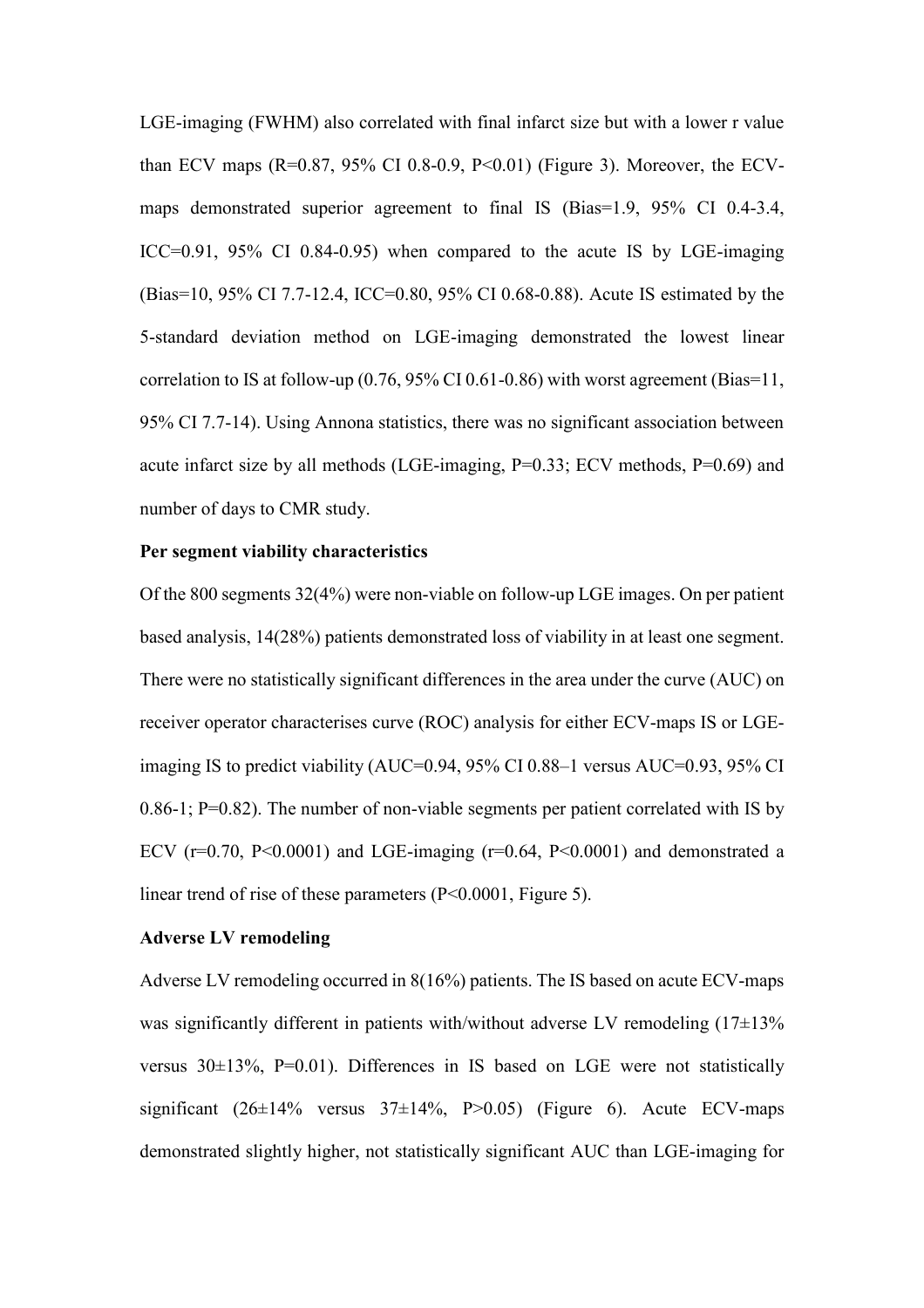LGE-imaging (FWHM) also correlated with final infarct size but with a lower r value than ECV maps (R=0.87, 95% CI 0.8-0.9, P<0.01) (Figure 3). Moreover, the ECV-maps demonstrated superior agreement to final IS (Bias=1.9, 95% CI 0.4-3.4, ICC=0.91, 95% CI 0.84-0.95) when compared to the acute IS by LGE-imaging (Bias=10, 95% CI 7.7-12.4, ICC=0.80, 95% CI 0.68-0.88). Acute IS estimated by the 5-standard deviation method on LGE-imaging demonstrated the lowest linear correlation to IS at follow-up (0.76, 95% CI 0.61-0.86) with worst agreement (Bias=11, 95% CI 7.7-14). Using Annona statistics, there was no significant association between acute infarct size by all methods (LGE-imaging, P=0.33; ECV methods, P=0.69) and number of days to CMR study.

**Per segment viability characteristics**

Of the 800 segments 32(4%) were non-viable on follow-up LGE images. On per patient based analysis, 14(28%) patients demonstrated loss of viability in at least one segment. There were no statistically significant differences in the area under the curve (AUC) on receiver operator characterises curve (ROC) analysis for either ECV-maps IS or LGE-imaging IS to predict viability (AUC=0.94, 95% CI 0.88–1 versus AUC=0.93, 95% CI 0.86-1; P=0.82). The number of non-viable segments per patient correlated with IS by ECV (r=0.70, P<0.0001) and LGE-imaging (r=0.64, P<0.0001) and demonstrated a linear trend of rise of these parameters (P<0.0001, Figure 5).

**Adverse LV remodeling**

Adverse LV remodeling occurred in 8(16%) patients. The IS based on acute ECV-maps was significantly different in patients with/without adverse LV remodeling (17±13% versus 30±13%, P=0.01). Differences in IS based on LGE were not statistically significant (26±14% versus 37±14%, P>0.05) (Figure 6). Acute ECV-maps demonstrated slightly higher, not statistically significant AUC than LGE-imaging for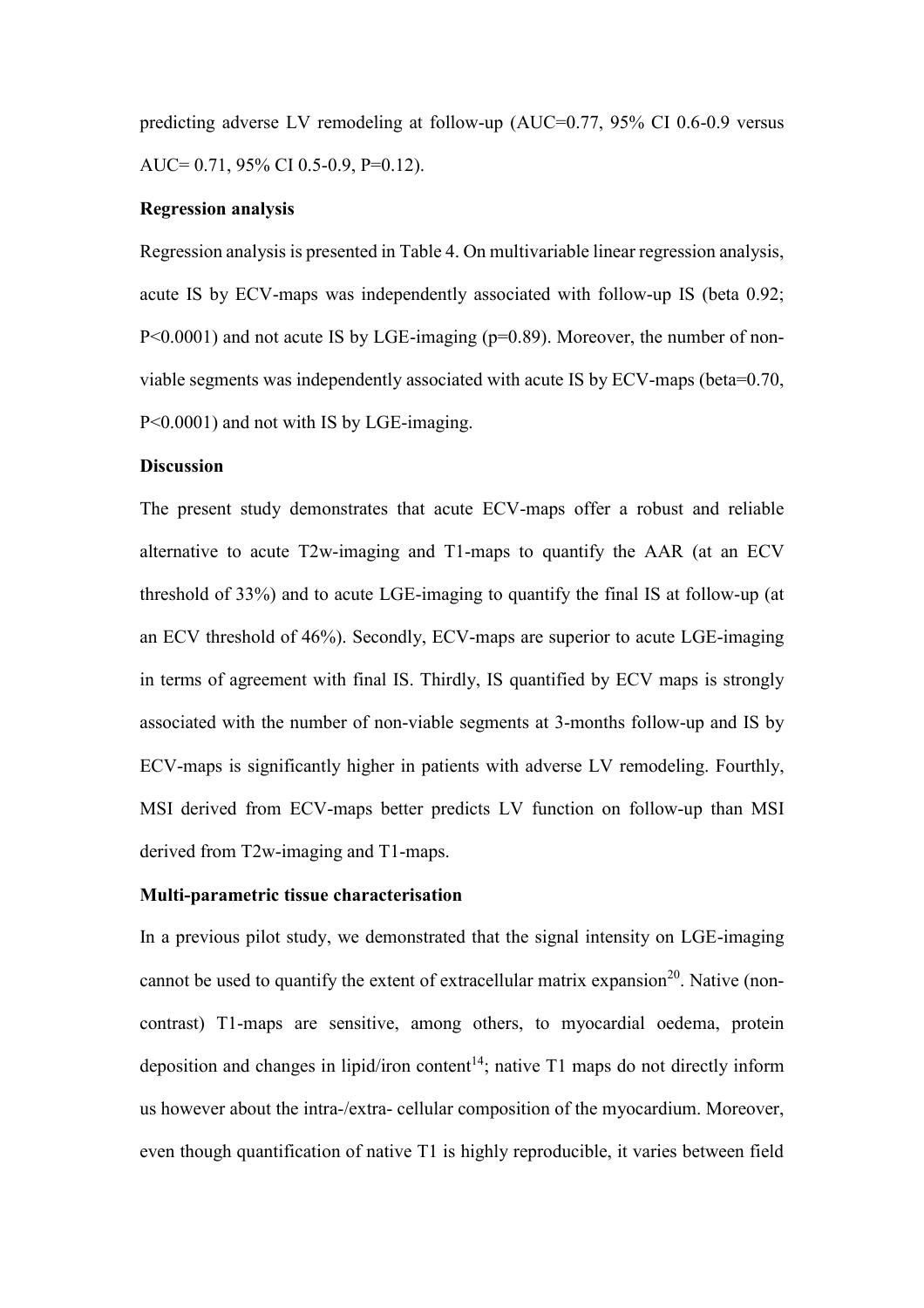predicting adverse LV remodeling at follow-up (AUC=0.77, 95% CI 0.6-0.9 versus AUC= 0.71, 95% CI 0.5-0.9, P=0.12).

**Regression analysis**

Regression analysis is presented in Table 4. On multivariable linear regression analysis, acute IS by ECV-maps was independently associated with follow-up IS (beta 0.92; P<0.0001) and not acute IS by LGE-imaging (p=0.89). Moreover, the number of non-viable segments was independently associated with acute IS by ECV-maps (beta=0.70, P<0.0001) and not with IS by LGE-imaging.

**Discussion**

The present study demonstrates that acute ECV-maps offer a robust and reliable alternative to acute T2w-imaging and T1-maps to quantify the AAR (at an ECV threshold of 33%) and to acute LGE-imaging to quantify the final IS at follow-up (at an ECV threshold of 46%). Secondly, ECV-maps are superior to acute LGE-imaging in terms of agreement with final IS. Thirdly, IS quantified by ECV maps is strongly associated with the number of non-viable segments at 3-months follow-up and IS by ECV-maps is significantly higher in patients with adverse LV remodeling. Fourthly, MSI derived from ECV-maps better predicts LV function on follow-up than MSI derived from T2w-imaging and T1-maps.

**Multi-parametric tissue characterisation**

In a previous pilot study, we demonstrated that the signal intensity on LGE-imaging cannot be used to quantify the extent of extracellular matrix expansion[20]. Native (non-contrast) T1-maps are sensitive, among others, to myocardial oedema, protein deposition and changes in lipid/iron content[14]; native T1 maps do not directly inform us however about the intra-/extra- cellular composition of the myocardium. Moreover, even though quantification of native T1 is highly reproducible, it varies between field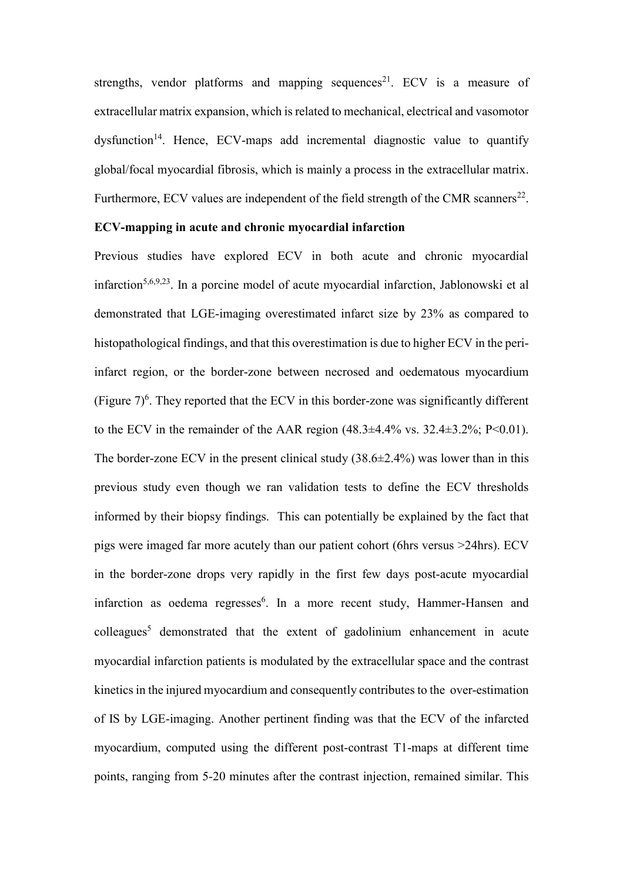strengths, vendor platforms and mapping sequences[21]. ECV is a measure of extracellular matrix expansion, which is related to mechanical, electrical and vasomotor dysfunction[14]. Hence, ECV-maps add incremental diagnostic value to quantify global/focal myocardial fibrosis, which is mainly a process in the extracellular matrix. Furthermore, ECV values are independent of the field strength of the CMR scanners[22].

**ECV-mapping in acute and chronic myocardial infarction**

Previous studies have explored ECV in both acute and chronic myocardial infarction[5,6,9,23]. In a porcine model of acute myocardial infarction, Jablonowski et al demonstrated that LGE-imaging overestimated infarct size by 23% as compared to histopathological findings, and that this overestimation is due to higher ECV in the peri-infarct region, or the border-zone between necrosed and oedematous myocardium (Figure 7)[6]. They reported that the ECV in this border-zone was significantly different to the ECV in the remainder of the AAR region (48.3±4.4% vs. 32.4±3.2%; $P<0.01$). The border-zone ECV in the present clinical study (38.6±2.4%) was lower than in this previous study even though we ran validation tests to define the ECV thresholds informed by their biopsy findings. This can potentially be explained by the fact that pigs were imaged far more acutely than our patient cohort (6hrs versus >24hrs). ECV in the border-zone drops very rapidly in the first few days post-acute myocardial infarction as oedema regresses[6]. In a more recent study, Hammer-Hansen and colleagues[5] demonstrated that the extent of gadolinium enhancement in acute myocardial infarction patients is modulated by the extracellular space and the contrast kinetics in the injured myocardium and consequently contributes to the over-estimation of IS by LGE-imaging. Another pertinent finding was that the ECV of the infarcted myocardium, computed using the different post-contrast T1-maps at different time points, ranging from 5-20 minutes after the contrast injection, remained similar. This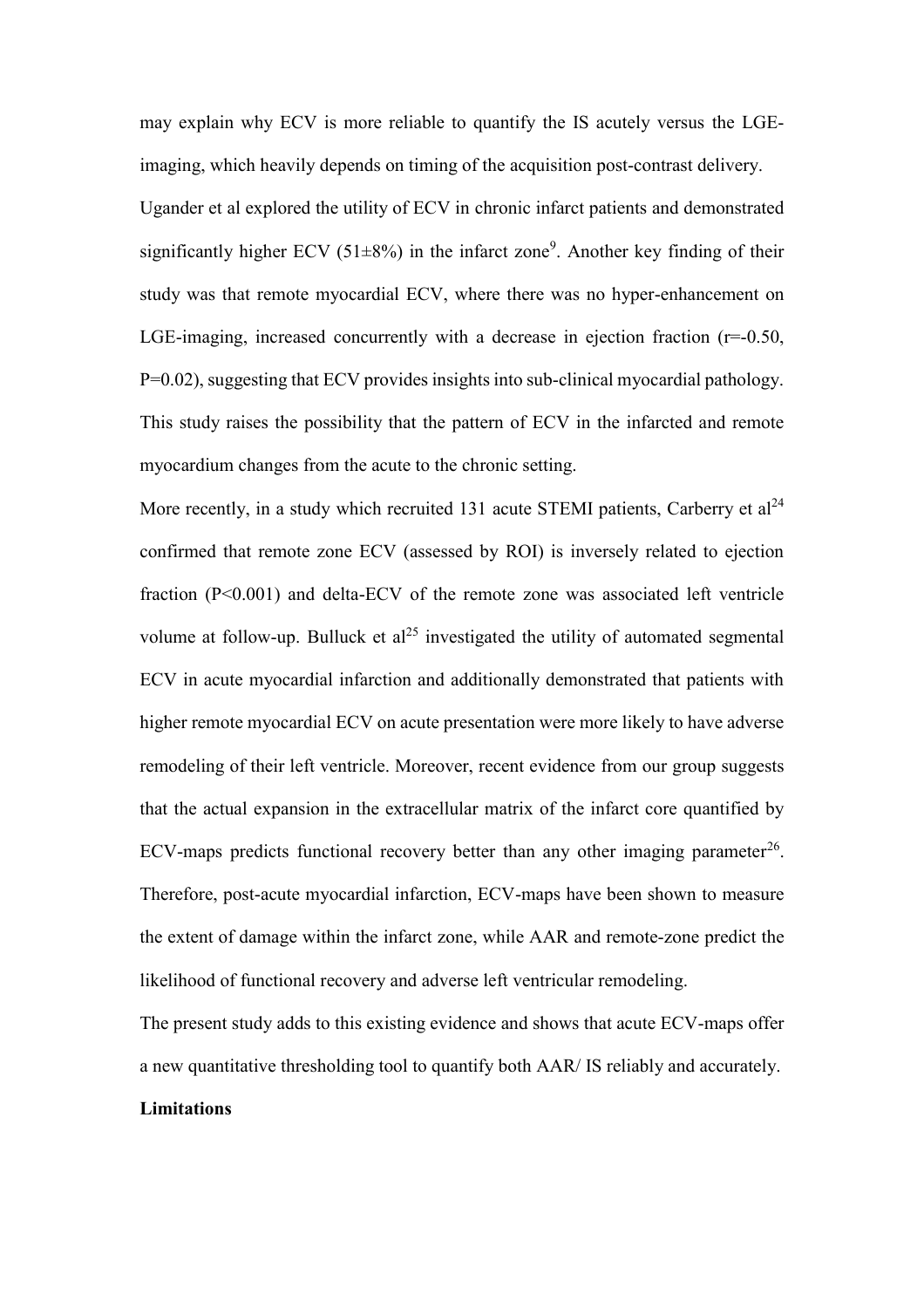may explain why ECV is more reliable to quantify the IS acutely versus the LGE-imaging, which heavily depends on timing of the acquisition post-contrast delivery.

Ugander et al explored the utility of ECV in chronic infarct patients and demonstrated significantly higher ECV (51±8%) in the infarct zone[9]. Another key finding of their study was that remote myocardial ECV, where there was no hyper-enhancement on LGE-imaging, increased concurrently with a decrease in ejection fraction ($r=-0.50$, $P=0.02$), suggesting that ECV provides insights into sub-clinical myocardial pathology. This study raises the possibility that the pattern of ECV in the infarcted and remote myocardium changes from the acute to the chronic setting.

More recently, in a study which recruited 131 acute STEMI patients, Carberry et al[24] confirmed that remote zone ECV (assessed by ROI) is inversely related to ejection fraction ($P<0.001$) and delta-ECV of the remote zone was associated left ventricle volume at follow-up. Bulluck et al[25] investigated the utility of automated segmental ECV in acute myocardial infarction and additionally demonstrated that patients with higher remote myocardial ECV on acute presentation were more likely to have adverse remodeling of their left ventricle. Moreover, recent evidence from our group suggests that the actual expansion in the extracellular matrix of the infarct core quantified by ECV-maps predicts functional recovery better than any other imaging parameter[26]. Therefore, post-acute myocardial infarction, ECV-maps have been shown to measure the extent of damage within the infarct zone, while AAR and remote-zone predict the likelihood of functional recovery and adverse left ventricular remodeling.

The present study adds to this existing evidence and shows that acute ECV-maps offer a new quantitative thresholding tool to quantify both AAR/ IS reliably and accurately.

**Limitations**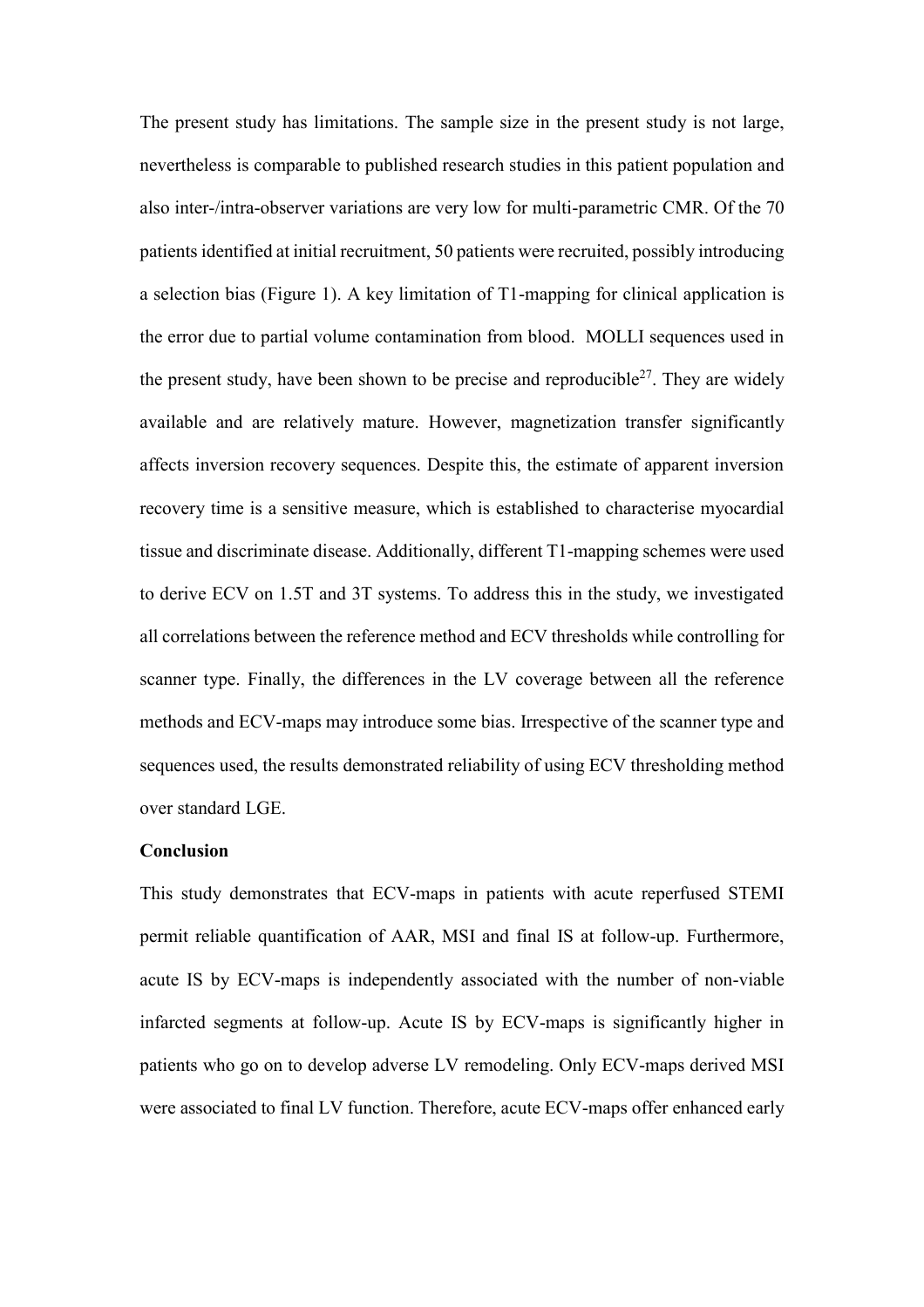The present study has limitations. The sample size in the present study is not large, nevertheless is comparable to published research studies in this patient population and also inter-/intra-observer variations are very low for multi-parametric CMR. Of the 70 patients identified at initial recruitment, 50 patients were recruited, possibly introducing a selection bias (Figure 1). A key limitation of T1-mapping for clinical application is the error due to partial volume contamination from blood. MOLLI sequences used in the present study, have been shown to be precise and reproducible[27]. They are widely available and are relatively mature. However, magnetization transfer significantly affects inversion recovery sequences. Despite this, the estimate of apparent inversion recovery time is a sensitive measure, which is established to characterise myocardial tissue and discriminate disease. Additionally, different T1-mapping schemes were used to derive ECV on 1.5T and 3T systems. To address this in the study, we investigated all correlations between the reference method and ECV thresholds while controlling for scanner type. Finally, the differences in the LV coverage between all the reference methods and ECV-maps may introduce some bias. Irrespective of the scanner type and sequences used, the results demonstrated reliability of using ECV thresholding method over standard LGE.

## Conclusion

This study demonstrates that ECV-maps in patients with acute reperfused STEMI permit reliable quantification of AAR, MSI and final IS at follow-up. Furthermore, acute IS by ECV-maps is independently associated with the number of non-viable infarcted segments at follow-up. Acute IS by ECV-maps is significantly higher in patients who go on to develop adverse LV remodeling. Only ECV-maps derived MSI were associated to final LV function. Therefore, acute ECV-maps offer enhanced early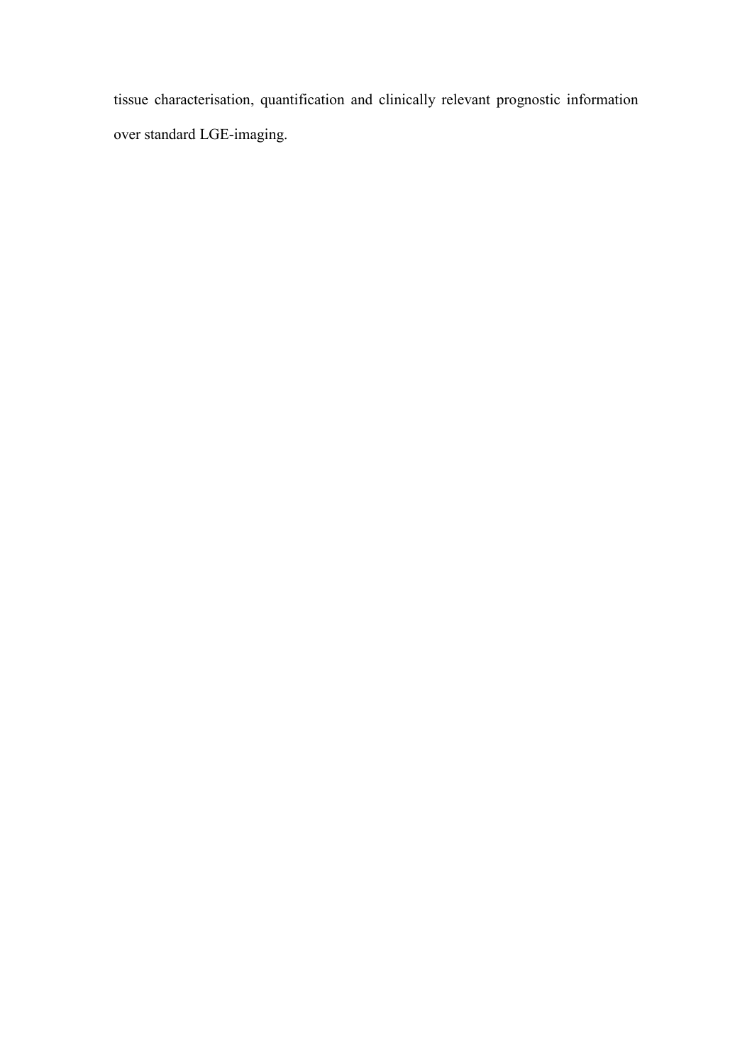tissue characterisation, quantification and clinically relevant prognostic information over standard LGE-imaging.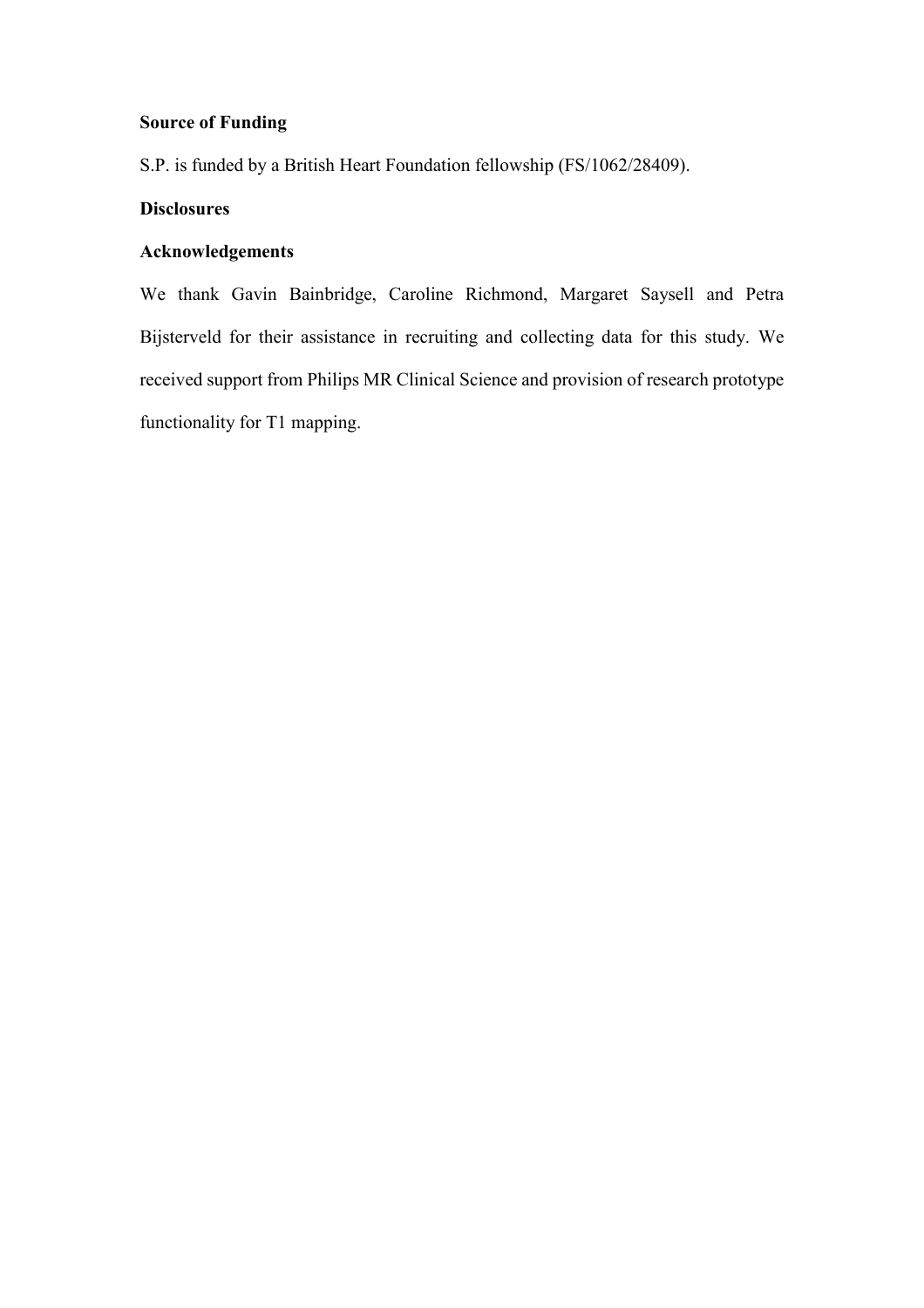**Source of Funding**

S.P. is funded by a British Heart Foundation fellowship (FS/1062/28409).

**Disclosures**

**Acknowledgements**

We thank Gavin Bainbridge, Caroline Richmond, Margaret Saysell and Petra Bijsterveld for their assistance in recruiting and collecting data for this study. We received support from Philips MR Clinical Science and provision of research prototype functionality for T1 mapping.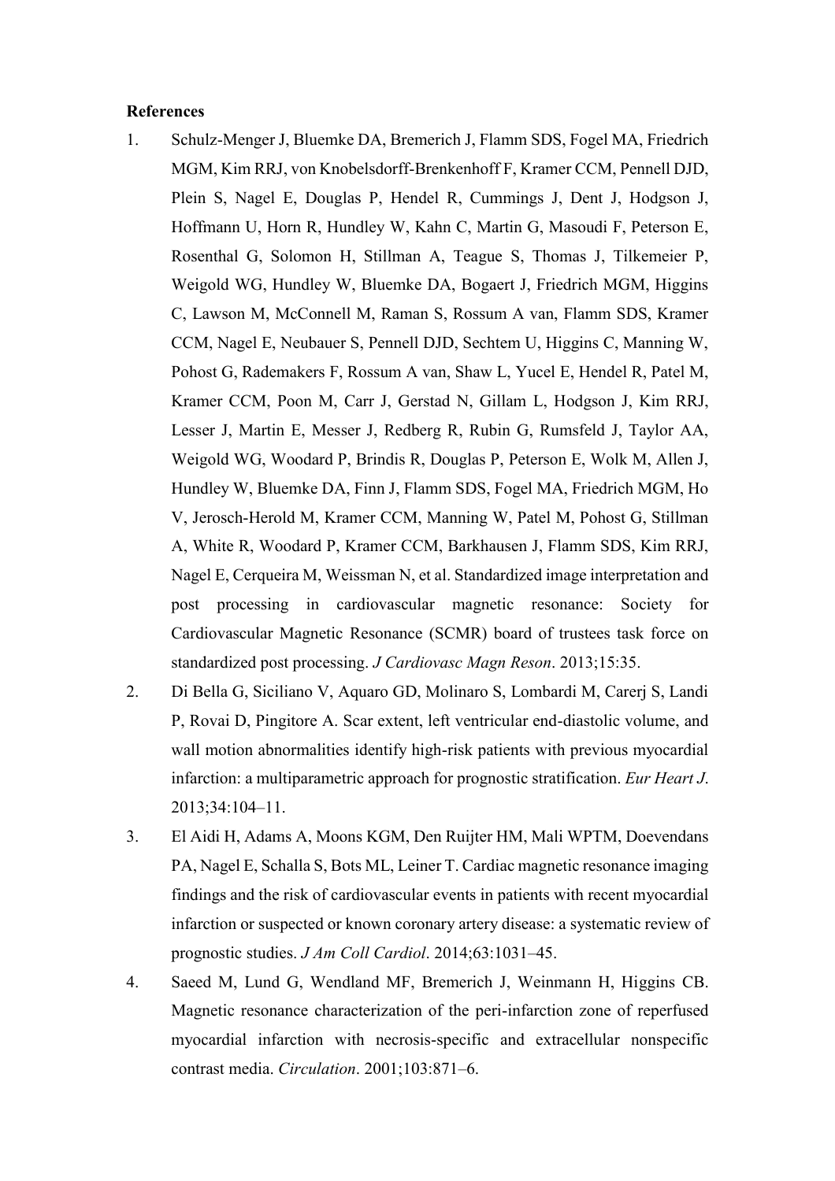**References**

1. Schulz-Menger J, Bluemke DA, Bremerich J, Flamm SDS, Fogel MA, Friedrich MGM, Kim RRJ, von Knobelsdorff-Brenkenhoff F, Kramer CCM, Pennell DJD, Plein S, Nagel E, Douglas P, Hendel R, Cummings J, Dent J, Hodgson J, Hoffmann U, Horn R, Hundley W, Kahn C, Martin G, Masoudi F, Peterson E, Rosenthal G, Solomon H, Stillman A, Teague S, Thomas J, Tilkemeier P, Weigold WG, Hundley W, Bluemke DA, Bogaert J, Friedrich MGM, Higgins C, Lawson M, McConnell M, Raman S, Rossum A van, Flamm SDS, Kramer CCM, Nagel E, Neubauer S, Pennell DJD, Sechtem U, Higgins C, Manning W, Pohost G, Rademakers F, Rossum A van, Shaw L, Yucel E, Hendel R, Patel M, Kramer CCM, Poon M, Carr J, Gerstad N, Gillam L, Hodgson J, Kim RRJ, Lesser J, Martin E, Messer J, Redberg R, Rubin G, Rumsfeld J, Taylor AA, Weigold WG, Woodard P, Brindis R, Douglas P, Peterson E, Wolk M, Allen J, Hundley W, Bluemke DA, Finn J, Flamm SDS, Fogel MA, Friedrich MGM, Ho V, Jerosch-Herold M, Kramer CCM, Manning W, Patel M, Pohost G, Stillman A, White R, Woodard P, Kramer CCM, Barkhausen J, Flamm SDS, Kim RRJ, Nagel E, Cerqueira M, Weissman N, et al. Standardized image interpretation and post processing in cardiovascular magnetic resonance: Society for Cardiovascular Magnetic Resonance (SCMR) board of trustees task force on standardized post processing. *J Cardiovasc Magn Reson*. 2013;15:35.
2. Di Bella G, Siciliano V, Aquaro GD, Molinaro S, Lombardi M, Carerj S, Landi P, Rovai D, Pingitore A. Scar extent, left ventricular end-diastolic volume, and wall motion abnormalities identify high-risk patients with previous myocardial infarction: a multiparametric approach for prognostic stratification. *Eur Heart J*. 2013;34:104–11.
3. El Aidi H, Adams A, Moons KGM, Den Ruijter HM, Mali WPTM, Doevendans PA, Nagel E, Schalla S, Bots ML, Leiner T. Cardiac magnetic resonance imaging findings and the risk of cardiovascular events in patients with recent myocardial infarction or suspected or known coronary artery disease: a systematic review of prognostic studies. *J Am Coll Cardiol*. 2014;63:1031–45.
4. Saeed M, Lund G, Wendland MF, Bremerich J, Weinmann H, Higgins CB. Magnetic resonance characterization of the peri-infarction zone of reperfused myocardial infarction with necrosis-specific and extracellular nonspecific contrast media. *Circulation*. 2001;103:871–6.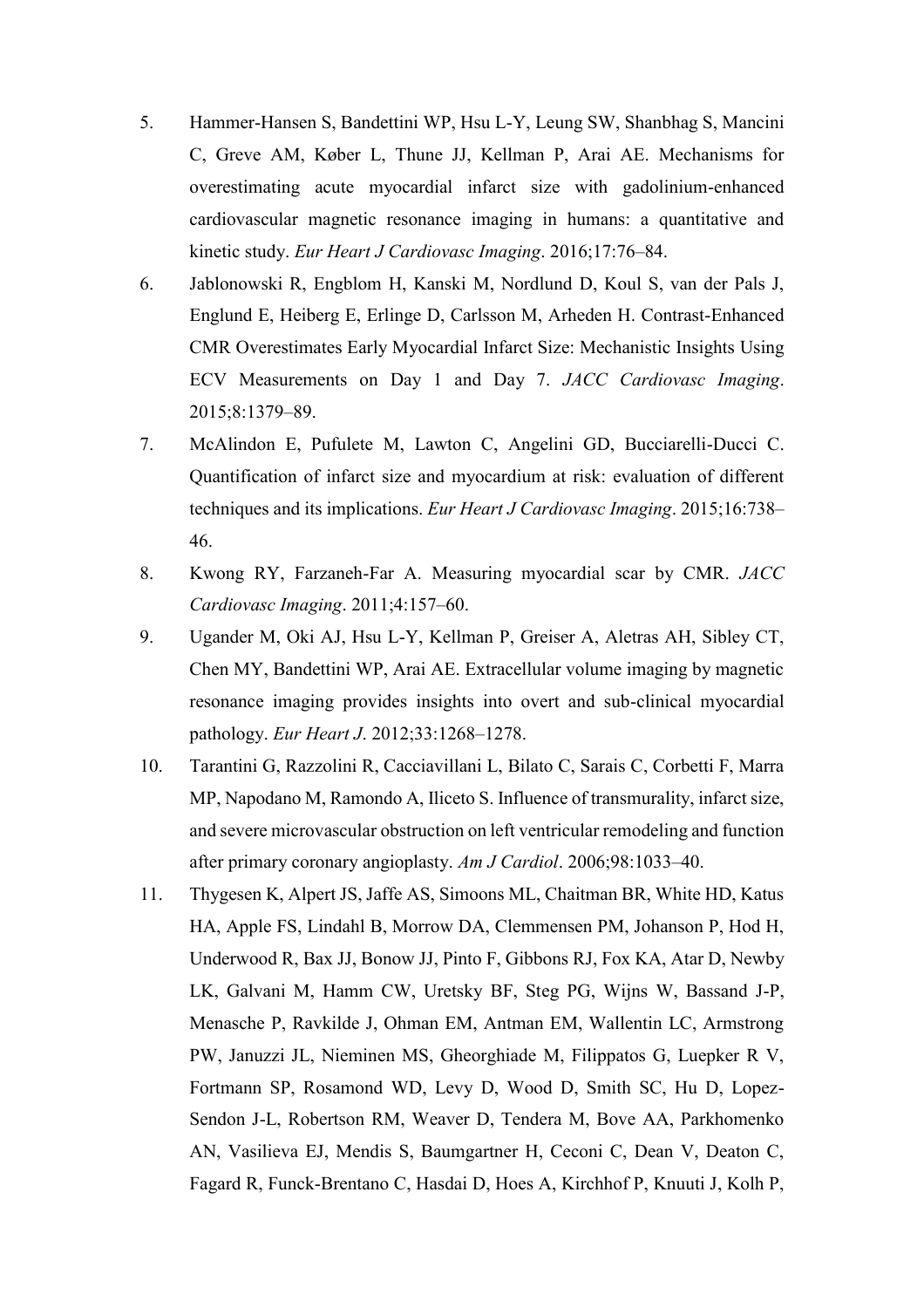5. Hammer-Hansen S, Bandettini WP, Hsu L-Y, Leung SW, Shanbhag S, Mancini C, Greve AM, Køber L, Thune JJ, Kellman P, Arai AE. Mechanisms for overestimating acute myocardial infarct size with gadolinium-enhanced cardiovascular magnetic resonance imaging in humans: a quantitative and kinetic study. *Eur Heart J Cardiovasc Imaging*. 2016;17:76–84.
6. Jablonowski R, Engblom H, Kanski M, Nordlund D, Koul S, van der Pals J, Englund E, Heiberg E, Erlinge D, Carlsson M, Arheden H. Contrast-Enhanced CMR Overestimates Early Myocardial Infarct Size: Mechanistic Insights Using ECV Measurements on Day 1 and Day 7. *JACC Cardiovasc Imaging*. 2015;8:1379–89.
7. McAlindon E, Pufulete M, Lawton C, Angelini GD, Bucciarelli-Ducci C. Quantification of infarct size and myocardium at risk: evaluation of different techniques and its implications. *Eur Heart J Cardiovasc Imaging*. 2015;16:738–46.
8. Kwong RY, Farzaneh-Far A. Measuring myocardial scar by CMR. *JACC Cardiovasc Imaging*. 2011;4:157–60.
9. Ugander M, Oki AJ, Hsu L-Y, Kellman P, Greiser A, Aletras AH, Sibley CT, Chen MY, Bandettini WP, Arai AE. Extracellular volume imaging by magnetic resonance imaging provides insights into overt and sub-clinical myocardial pathology. *Eur Heart J*. 2012;33:1268–1278.
10. Tarantini G, Razzolini R, Cacciavillani L, Bilato C, Sarais C, Corbetti F, Marra MP, Napodano M, Ramondo A, Iliceto S. Influence of transmurality, infarct size, and severe microvascular obstruction on left ventricular remodeling and function after primary coronary angioplasty. *Am J Cardiol*. 2006;98:1033–40.
11. Thygesen K, Alpert JS, Jaffe AS, Simoons ML, Chaitman BR, White HD, Katus HA, Apple FS, Lindahl B, Morrow DA, Clemmensen PM, Johanson P, Hod H, Underwood R, Bax JJ, Bonow JJ, Pinto F, Gibbons RJ, Fox KA, Atar D, Newby LK, Galvani M, Hamm CW, Uretsky BF, Steg PG, Wijns W, Bassand J-P, Menasche P, Ravkilde J, Ohman EM, Antman EM, Wallentin LC, Armstrong PW, Januzzi JL, Nieminen MS, Gheorghiade M, Filippatos G, Luepker R V, Fortmann SP, Rosamond WD, Levy D, Wood D, Smith SC, Hu D, Lopez-Sendon J-L, Robertson RM, Weaver D, Tendera M, Bove AA, Parkhomenko AN, Vasilieva EJ, Mendis S, Baumgartner H, Ceconi C, Dean V, Deaton C, Fagard R, Funck-Brentano C, Hasdai D, Hoes A, Kirchhof P, Knuuti J, Kolh P,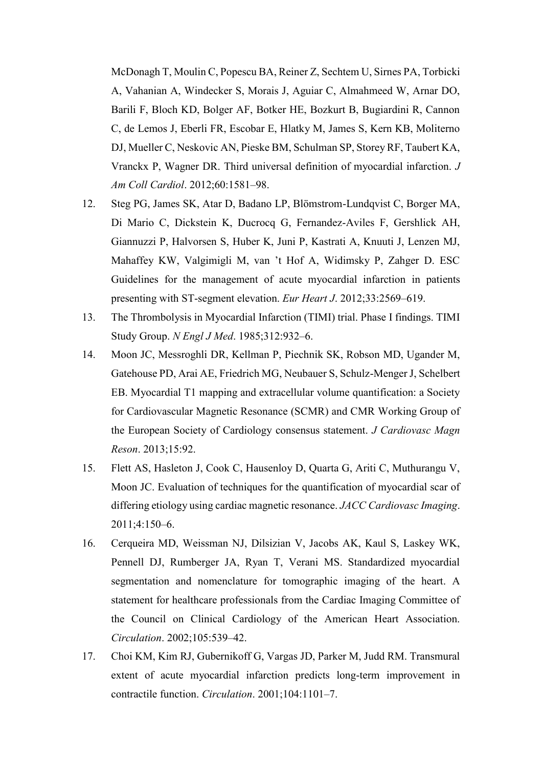McDonagh T, Moulin C, Popescu BA, Reiner Z, Sechtem U, Sirnes PA, Torbicki A, Vahanian A, Windecker S, Morais J, Aguiar C, Almahmeed W, Arnar DO, Barili F, Bloch KD, Bolger AF, Botker HE, Bozkurt B, Bugiardini R, Cannon C, de Lemos J, Eberli FR, Escobar E, Hlatky M, James S, Kern KB, Moliterno DJ, Mueller C, Neskovic AN, Pieske BM, Schulman SP, Storey RF, Taubert KA, Vranckx P, Wagner DR. Third universal definition of myocardial infarction. *J Am Coll Cardiol*. 2012;60:1581–98.

12. Steg PG, James SK, Atar D, Badano LP, Blömstrom-Lundqvist C, Borger MA, Di Mario C, Dickstein K, Ducrocq G, Fernandez-Aviles F, Gershlick AH, Giannuzzi P, Halvorsen S, Huber K, Juni P, Kastrati A, Knuuti J, Lenzen MJ, Mahaffey KW, Valgimigli M, van 't Hof A, Widimsky P, Zahger D. ESC Guidelines for the management of acute myocardial infarction in patients presenting with ST-segment elevation. *Eur Heart J*. 2012;33:2569–619.
13. The Thrombolysis in Myocardial Infarction (TIMI) trial. Phase I findings. TIMI Study Group. *N Engl J Med*. 1985;312:932–6.
14. Moon JC, Messroghli DR, Kellman P, Piechnik SK, Robson MD, Ugander M, Gatehouse PD, Arai AE, Friedrich MG, Neubauer S, Schulz-Menger J, Schelbert EB. Myocardial T1 mapping and extracellular volume quantification: a Society for Cardiovascular Magnetic Resonance (SCMR) and CMR Working Group of the European Society of Cardiology consensus statement. *J Cardiovasc Magn Reson*. 2013;15:92.
15. Flett AS, Hasleton J, Cook C, Hausenloy D, Quarta G, Ariti C, Muthurangu V, Moon JC. Evaluation of techniques for the quantification of myocardial scar of differing etiology using cardiac magnetic resonance. *JACC Cardiovasc Imaging*. 2011;4:150–6.
16. Cerqueira MD, Weissman NJ, Dilsizian V, Jacobs AK, Kaul S, Laskey WK, Pennell DJ, Rumberger JA, Ryan T, Verani MS. Standardized myocardial segmentation and nomenclature for tomographic imaging of the heart. A statement for healthcare professionals from the Cardiac Imaging Committee of the Council on Clinical Cardiology of the American Heart Association. *Circulation*. 2002;105:539–42.
17. Choi KM, Kim RJ, Gubernikoff G, Vargas JD, Parker M, Judd RM. Transmural extent of acute myocardial infarction predicts long-term improvement in contractile function. *Circulation*. 2001;104:1101–7.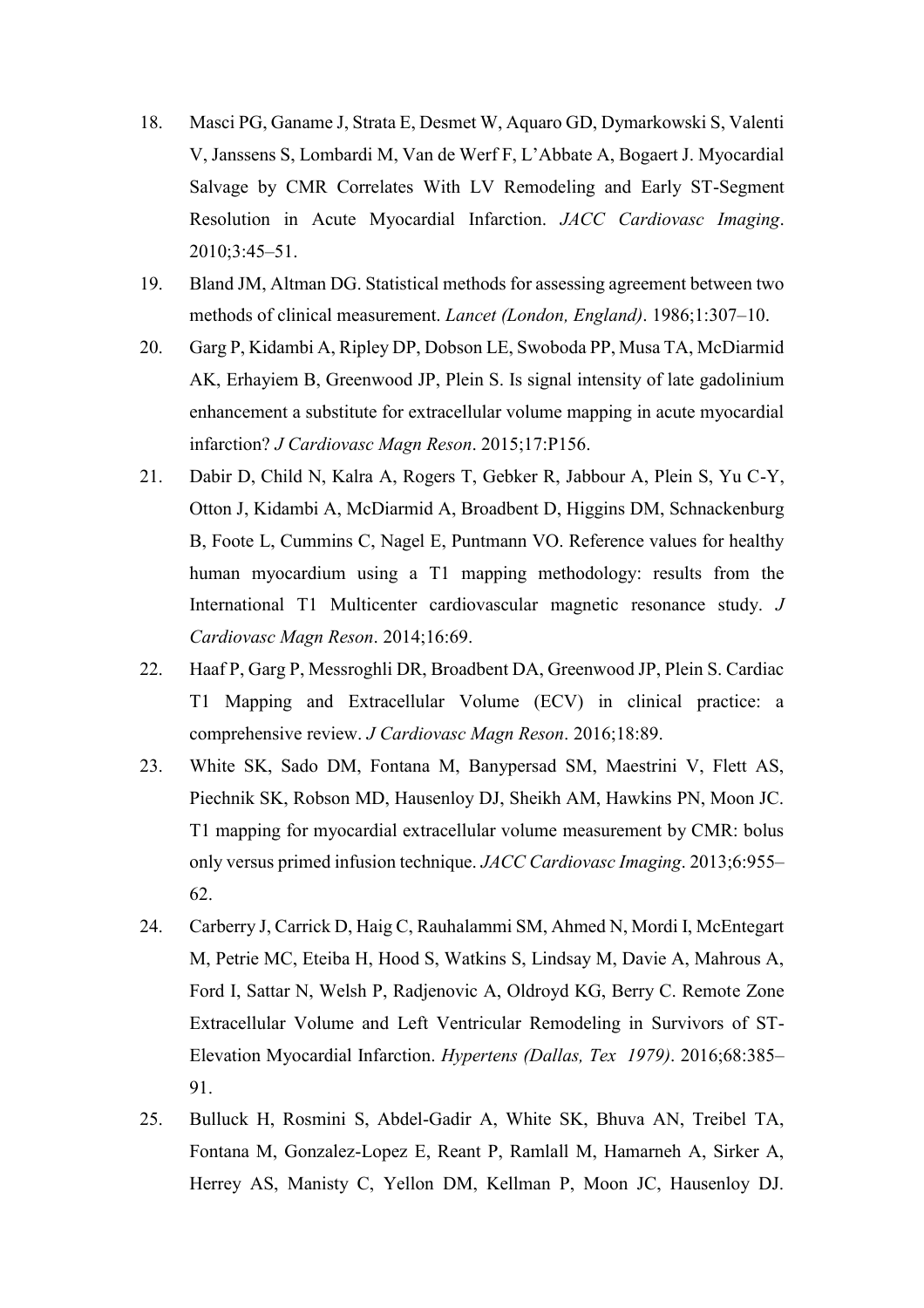18. Masci PG, Ganame J, Strata E, Desmet W, Aquaro GD, Dymarkowski S, Valenti V, Janssens S, Lombardi M, Van de Werf F, L'Abbate A, Bogaert J. Myocardial Salvage by CMR Correlates With LV Remodeling and Early ST-Segment Resolution in Acute Myocardial Infarction. *JACC Cardiovasc Imaging*. 2010;3:45–51.
19. Bland JM, Altman DG. Statistical methods for assessing agreement between two methods of clinical measurement. *Lancet (London, England)*. 1986;1:307–10.
20. Garg P, Kidambi A, Ripley DP, Dobson LE, Swoboda PP, Musa TA, McDiarmid AK, Erhayiem B, Greenwood JP, Plein S. Is signal intensity of late gadolinium enhancement a substitute for extracellular volume mapping in acute myocardial infarction? *J Cardiovasc Magn Reson*. 2015;17:P156.
21. Dabir D, Child N, Kalra A, Rogers T, Gebker R, Jabbour A, Plein S, Yu C-Y, Otton J, Kidambi A, McDiarmid A, Broadbent D, Higgins DM, Schnackenburg B, Foote L, Cummins C, Nagel E, Puntmann VO. Reference values for healthy human myocardium using a T1 mapping methodology: results from the International T1 Multicenter cardiovascular magnetic resonance study. *J Cardiovasc Magn Reson*. 2014;16:69.
22. Haaf P, Garg P, Messroghli DR, Broadbent DA, Greenwood JP, Plein S. Cardiac T1 Mapping and Extracellular Volume (ECV) in clinical practice: a comprehensive review. *J Cardiovasc Magn Reson*. 2016;18:89.
23. White SK, Sado DM, Fontana M, Banypersad SM, Maestrini V, Flett AS, Piechnik SK, Robson MD, Hausenloy DJ, Sheikh AM, Hawkins PN, Moon JC. T1 mapping for myocardial extracellular volume measurement by CMR: bolus only versus primed infusion technique. *JACC Cardiovasc Imaging*. 2013;6:955–62.
24. Carberry J, Carrick D, Haig C, Rauhalammi SM, Ahmed N, Mordi I, McEntegart M, Petrie MC, Eteiba H, Hood S, Watkins S, Lindsay M, Davie A, Mahrous A, Ford I, Sattar N, Welsh P, Radjenovic A, Oldroyd KG, Berry C. Remote Zone Extracellular Volume and Left Ventricular Remodeling in Survivors of ST-Elevation Myocardial Infarction. *Hypertens (Dallas, Tex 1979)*. 2016;68:385–91.
25. Bulluck H, Rosmini S, Abdel-Gadir A, White SK, Bhuva AN, Treibel TA, Fontana M, Gonzalez-Lopez E, Reant P, Ramlall M, Hamarneh A, Sirker A, Herrey AS, Manisty C, Yellon DM, Kellman P, Moon JC, Hausenloy DJ.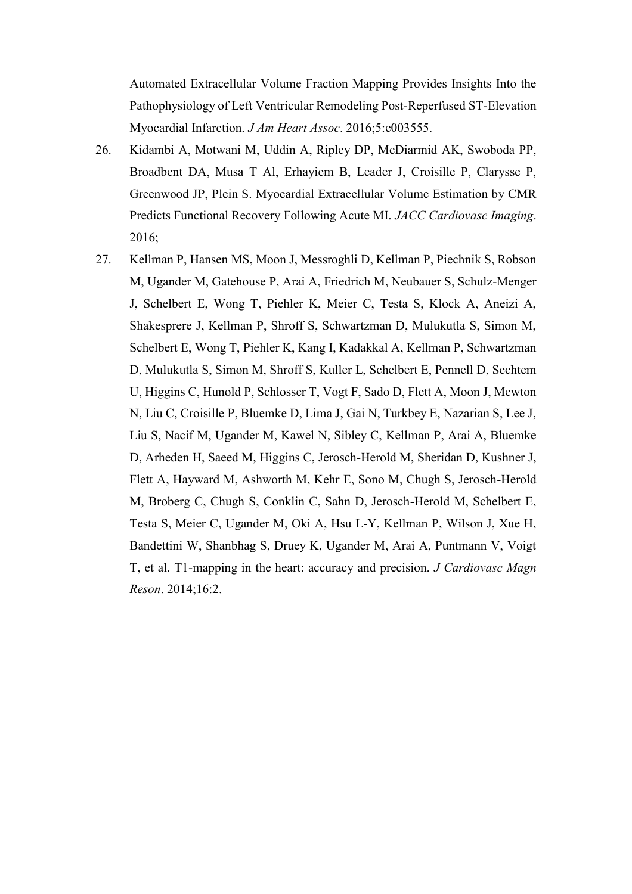Automated Extracellular Volume Fraction Mapping Provides Insights Into the Pathophysiology of Left Ventricular Remodeling Post-Reperfused ST-Elevation Myocardial Infarction. *J Am Heart Assoc*. 2016;5:e003555.

26. Kidambi A, Motwani M, Uddin A, Ripley DP, McDiarmid AK, Swoboda PP, Broadbent DA, Musa T Al, Erhayiem B, Leader J, Croisille P, Clarysse P, Greenwood JP, Plein S. Myocardial Extracellular Volume Estimation by CMR Predicts Functional Recovery Following Acute MI. *JACC Cardiovasc Imaging*. 2016;

27. Kellman P, Hansen MS, Moon J, Messroghli D, Kellman P, Piechnik S, Robson M, Ugander M, Gatehouse P, Arai A, Friedrich M, Neubauer S, Schulz-Menger J, Schelbert E, Wong T, Piehler K, Meier C, Testa S, Klock A, Aneizi A, Shakesprere J, Kellman P, Shroff S, Schwartzman D, Mulukutla S, Simon M, Schelbert E, Wong T, Piehler K, Kang I, Kadakkal A, Kellman P, Schwartzman D, Mulukutla S, Simon M, Shroff S, Kuller L, Schelbert E, Pennell D, Sechtem U, Higgins C, Hunold P, Schlosser T, Vogt F, Sado D, Flett A, Moon J, Mewton N, Liu C, Croisille P, Bluemke D, Lima J, Gai N, Turkbey E, Nazarian S, Lee J, Liu S, Nacif M, Ugander M, Kawel N, Sibley C, Kellman P, Arai A, Bluemke D, Arheden H, Saeed M, Higgins C, Jerosch-Herold M, Sheridan D, Kushner J, Flett A, Hayward M, Ashworth M, Kehr E, Sono M, Chugh S, Jerosch-Herold M, Broberg C, Chugh S, Conklin C, Sahn D, Jerosch-Herold M, Schelbert E, Testa S, Meier C, Ugander M, Oki A, Hsu L-Y, Kellman P, Wilson J, Xue H, Bandettini W, Shanbhag S, Druey K, Ugander M, Arai A, Puntmann V, Voigt T, et al. T1-mapping in the heart: accuracy and precision. *J Cardiovasc Magn Reson*. 2014;16:2.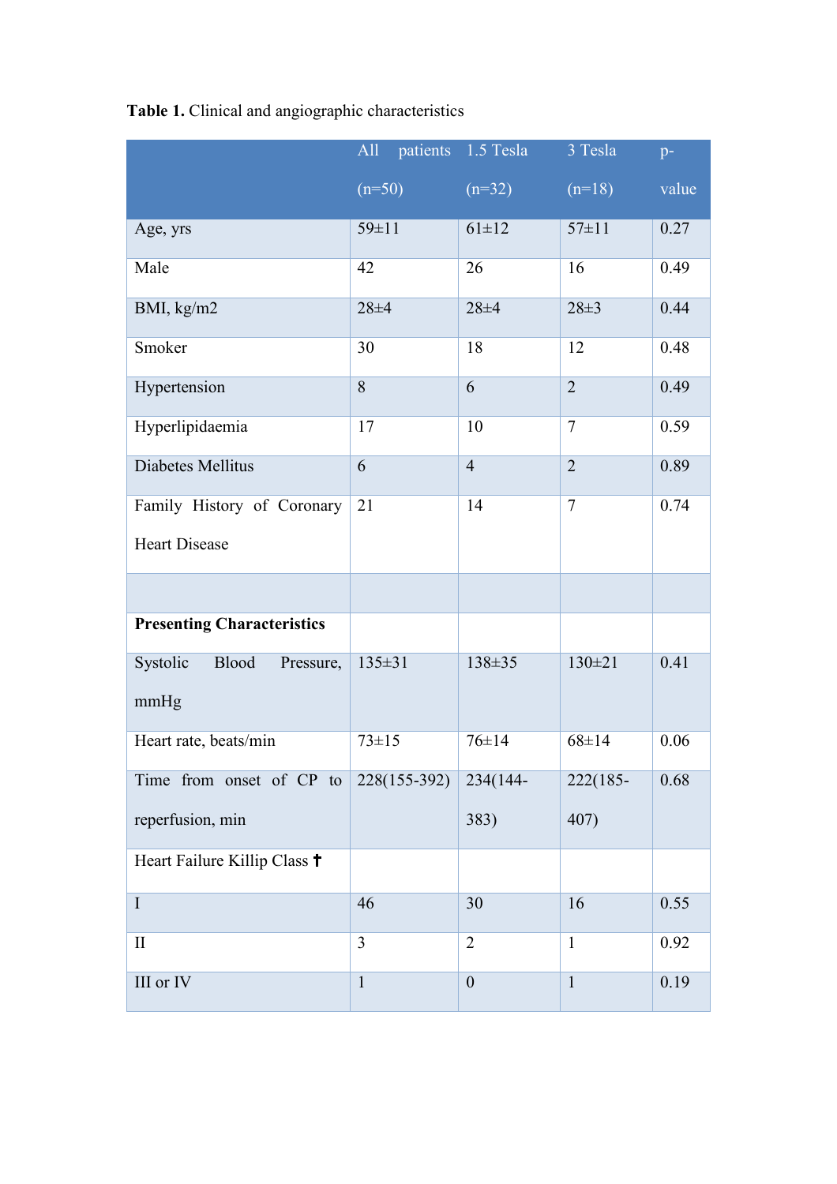**Table 1.** Clinical and angiographic characteristics

| | All patients (n=50) | 1.5 Tesla (n=32) | 3 Tesla (n=18) | p-value |
|---|---|---|---|---|
| Age, yrs | 59±11 | 61±12 | 57±11 | 0.27 |
| Male | 42 | 26 | 16 | 0.49 |
| BMI, kg/m2 | 28±4 | 28±4 | 28±3 | 0.44 |
| Smoker | 30 | 18 | 12 | 0.48 |
| Hypertension | 8 | 6 | 2 | 0.49 |
| Hyperlipidaemia | 17 | 10 | 7 | 0.59 |
| Diabetes Mellitus | 6 | 4 | 2 | 0.89 |
| Family History of Coronary Heart Disease | 21 | 14 | 7 | 0.74 |
| | | | | |
| **Presenting Characteristics** | | | | |
| Systolic Blood Pressure, mmHg | 135±31 | 138±35 | 130±21 | 0.41 |
| Heart rate, beats/min | 73±15 | 76±14 | 68±14 | 0.06 |
| Time from onset of CP to reperfusion, min | 228(155-392) | 234(144-383) | 222(185-407) | 0.68 |
| Heart Failure Killip Class ✝ | | | | |
| I | 46 | 30 | 16 | 0.55 |
| II | 3 | 2 | 1 | 0.92 |
| III or IV | 1 | 0 | 1 | 0.19 |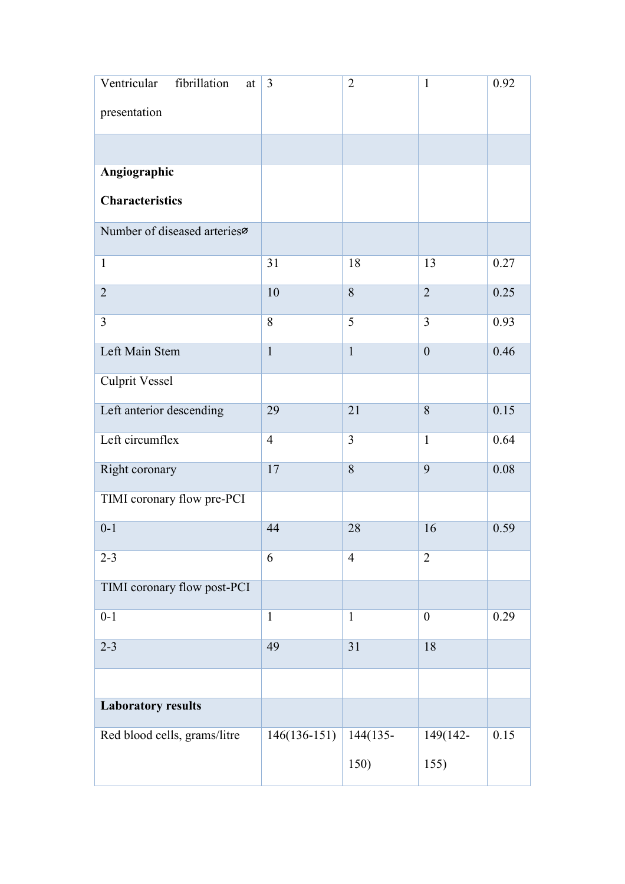| | | | | |
|---|---|---|---|---|
| Ventricular fibrillation at presentation | 3 | 2 | 1 | 0.92 |
| | | | | |
| **Angiographic Characteristics** | | | | |
| Number of diseased arteries⌀ | | | | |
| 1 | 31 | 18 | 13 | 0.27 |
| 2 | 10 | 8 | 2 | 0.25 |
| 3 | 8 | 5 | 3 | 0.93 |
| Left Main Stem | 1 | 1 | 0 | 0.46 |
| Culprit Vessel | | | | |
| Left anterior descending | 29 | 21 | 8 | 0.15 |
| Left circumflex | 4 | 3 | 1 | 0.64 |
| Right coronary | 17 | 8 | 9 | 0.08 |
| TIMI coronary flow pre-PCI | | | | |
| 0-1 | 44 | 28 | 16 | 0.59 |
| 2-3 | 6 | 4 | 2 | |
| TIMI coronary flow post-PCI | | | | |
| 0-1 | 1 | 1 | 0 | 0.29 |
| 2-3 | 49 | 31 | 18 | |
| | | | | |
| **Laboratory results** | | | | |
| Red blood cells, grams/litre | 146(136-151) | 144(135-150) | 149(142-155) | 0.15 |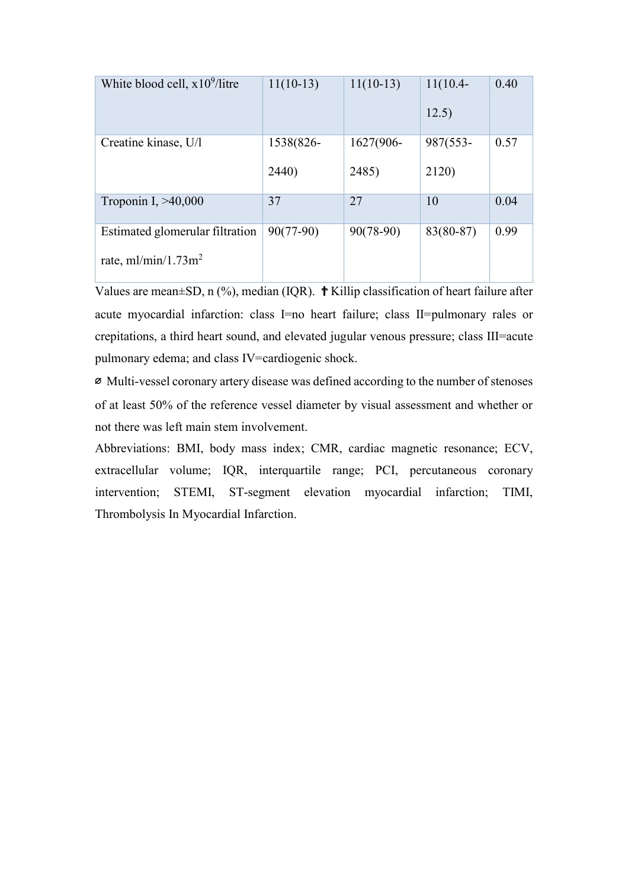| White blood cell, $\times 10^9$/litre | 11(10-13) | 11(10-13) | 11(10.4-12.5) | 0.40 |
|---|---|---|---|---|
| Creatine kinase, U/l | 1538(826-2440) | 1627(906-2485) | 987(553-2120) | 0.57 |
| Troponin I, >40,000 | 37 | 27 | 10 | 0.04 |
| Estimated glomerular filtration rate, ml/min/1.73m$^2$ | 90(77-90) | 90(78-90) | 83(80-87) | 0.99 |

Values are mean±SD, n (%), median (IQR). † Killip classification of heart failure after acute myocardial infarction: class I=no heart failure; class II=pulmonary rales or crepitations, a third heart sound, and elevated jugular venous pressure; class III=acute pulmonary edema; and class IV=cardiogenic shock.

⌀ Multi-vessel coronary artery disease was defined according to the number of stenoses of at least 50% of the reference vessel diameter by visual assessment and whether or not there was left main stem involvement.

Abbreviations: BMI, body mass index; CMR, cardiac magnetic resonance; ECV, extracellular volume; IQR, interquartile range; PCI, percutaneous coronary intervention; STEMI, ST-segment elevation myocardial infarction; TIMI, Thrombolysis In Myocardial Infarction.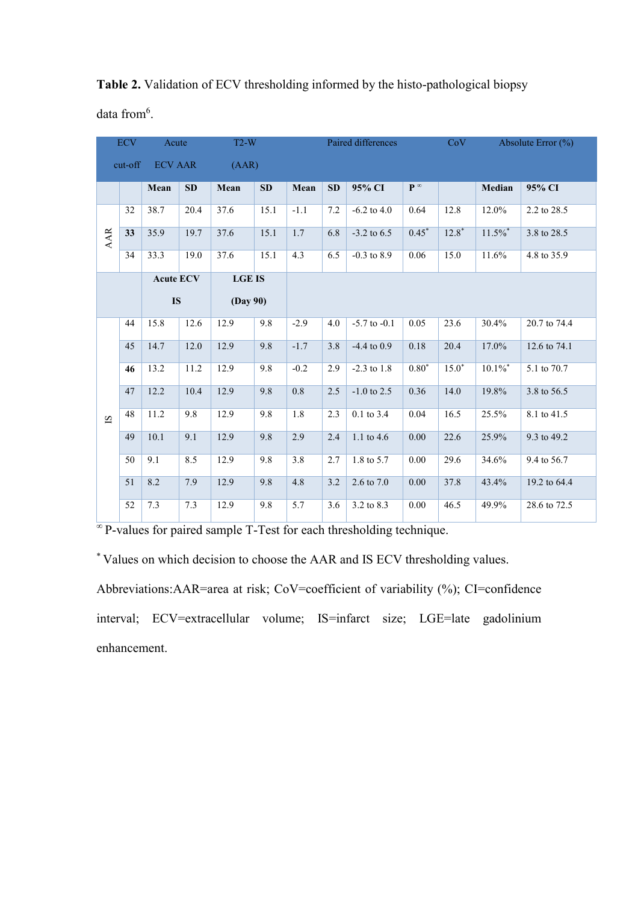**Table 2.** Validation of ECV thresholding informed by the histo-pathological biopsy data from[6].

| | ECV cut-off | Acute ECV AAR | | T2-W (AAR) | | Paired differences | | | | CoV | Absolute Error (%) | |
|---|---|---|---|---|---|---|---|---|---|---|---|---|
| | | **Mean** | **SD** | **Mean** | **SD** | **Mean** | **SD** | **95% CI** | **P** [∞] | | **Median** | **95% CI** |
| AAR | 32 | 38.7 | 20.4 | 37.6 | 15.1 | -1.1 | 7.2 | -6.2 to 4.0 | 0.64 | 12.8 | 12.0% | 2.2 to 28.5 |
| AAR | **33** | 35.9 | 19.7 | 37.6 | 15.1 | 1.7 | 6.8 | -3.2 to 6.5 | 0.45* | 12.8* | 11.5%* | 3.8 to 28.5 |
| AAR | 34 | 33.3 | 19.0 | 37.6 | 15.1 | 4.3 | 6.5 | -0.3 to 8.9 | 0.06 | 15.0 | 11.6% | 4.8 to 35.9 |
| | | **Acute ECV IS** | | **LGE IS (Day 90)** | | | | | | | | |
| IS | 44 | 15.8 | 12.6 | 12.9 | 9.8 | -2.9 | 4.0 | -5.7 to -0.1 | 0.05 | 23.6 | 30.4% | 20.7 to 74.4 |
| IS | 45 | 14.7 | 12.0 | 12.9 | 9.8 | -1.7 | 3.8 | -4.4 to 0.9 | 0.18 | 20.4 | 17.0% | 12.6 to 74.1 |
| IS | **46** | 13.2 | 11.2 | 12.9 | 9.8 | -0.2 | 2.9 | -2.3 to 1.8 | 0.80* | 15.0* | 10.1%* | 5.1 to 70.7 |
| IS | 47 | 12.2 | 10.4 | 12.9 | 9.8 | 0.8 | 2.5 | -1.0 to 2.5 | 0.36 | 14.0 | 19.8% | 3.8 to 56.5 |
| IS | 48 | 11.2 | 9.8 | 12.9 | 9.8 | 1.8 | 2.3 | 0.1 to 3.4 | 0.04 | 16.5 | 25.5% | 8.1 to 41.5 |
| IS | 49 | 10.1 | 9.1 | 12.9 | 9.8 | 2.9 | 2.4 | 1.1 to 4.6 | 0.00 | 22.6 | 25.9% | 9.3 to 49.2 |
| IS | 50 | 9.1 | 8.5 | 12.9 | 9.8 | 3.8 | 2.7 | 1.8 to 5.7 | 0.00 | 29.6 | 34.6% | 9.4 to 56.7 |
| IS | 51 | 8.2 | 7.9 | 12.9 | 9.8 | 4.8 | 3.2 | 2.6 to 7.0 | 0.00 | 37.8 | 43.4% | 19.2 to 64.4 |
| IS | 52 | 7.3 | 7.3 | 12.9 | 9.8 | 5.7 | 3.6 | 3.2 to 8.3 | 0.00 | 46.5 | 49.9% | 28.6 to 72.5 |

[∞] P-values for paired sample T-Test for each thresholding technique.

\* Values on which decision to choose the AAR and IS ECV thresholding values.

Abbreviations: AAR=area at risk; CoV=coefficient of variability (%); CI=confidence interval; ECV=extracellular volume; IS=infarct size; LGE=late gadolinium enhancement.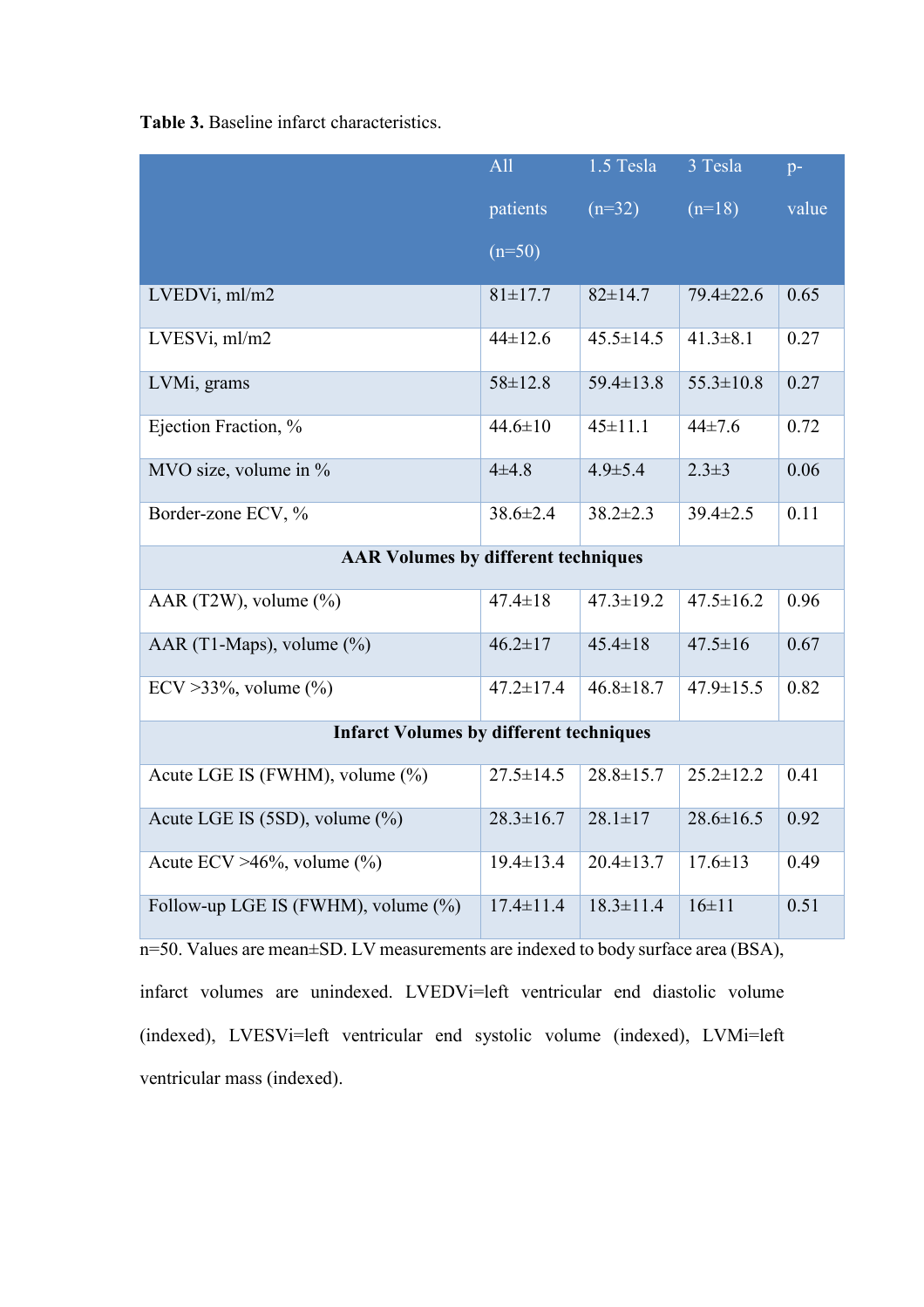**Table 3.** Baseline infarct characteristics.

| | All patients (n=50) | 1.5 Tesla (n=32) | 3 Tesla (n=18) | p-value |
|---|---|---|---|---|
| LVEDVi, ml/m2 | 81±17.7 | 82±14.7 | 79.4±22.6 | 0.65 |
| LVESVi, ml/m2 | 44±12.6 | 45.5±14.5 | 41.3±8.1 | 0.27 |
| LVMi, grams | 58±12.8 | 59.4±13.8 | 55.3±10.8 | 0.27 |
| Ejection Fraction, % | 44.6±10 | 45±11.1 | 44±7.6 | 0.72 |
| MVO size, volume in % | 4±4.8 | 4.9±5.4 | 2.3±3 | 0.06 |
| Border-zone ECV, % | 38.6±2.4 | 38.2±2.3 | 39.4±2.5 | 0.11 |
| **AAR Volumes by different techniques** | | | | |
| AAR (T2W), volume (%) | 47.4±18 | 47.3±19.2 | 47.5±16.2 | 0.96 |
| AAR (T1-Maps), volume (%) | 46.2±17 | 45.4±18 | 47.5±16 | 0.67 |
| ECV >33%, volume (%) | 47.2±17.4 | 46.8±18.7 | 47.9±15.5 | 0.82 |
| **Infarct Volumes by different techniques** | | | | |
| Acute LGE IS (FWHM), volume (%) | 27.5±14.5 | 28.8±15.7 | 25.2±12.2 | 0.41 |
| Acute LGE IS (5SD), volume (%) | 28.3±16.7 | 28.1±17 | 28.6±16.5 | 0.92 |
| Acute ECV >46%, volume (%) | 19.4±13.4 | 20.4±13.7 | 17.6±13 | 0.49 |
| Follow-up LGE IS (FWHM), volume (%) | 17.4±11.4 | 18.3±11.4 | 16±11 | 0.51 |

n=50. Values are mean±SD. LV measurements are indexed to body surface area (BSA), infarct volumes are unindexed. LVEDVi=left ventricular end diastolic volume (indexed), LVESVi=left ventricular end systolic volume (indexed), LVMi=left ventricular mass (indexed).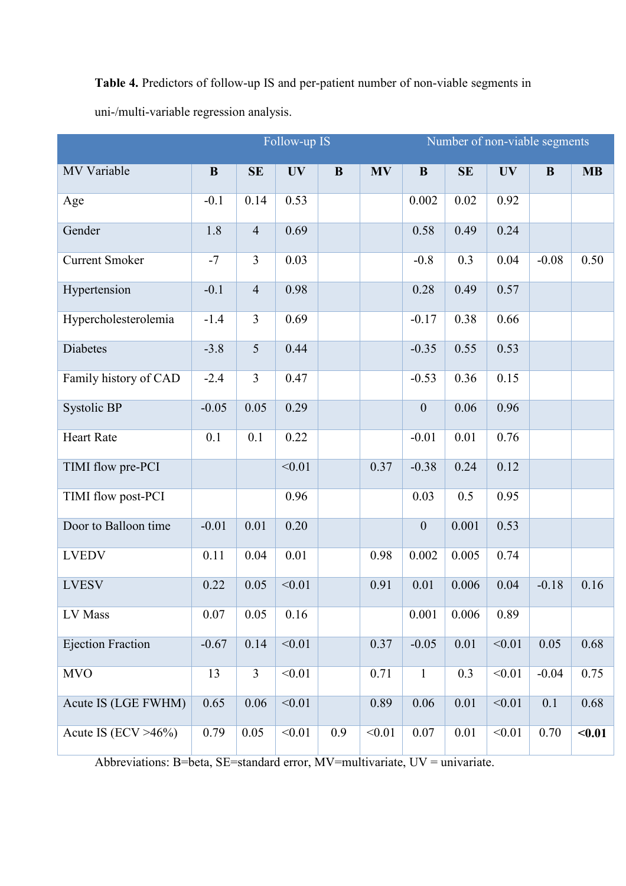**Table 4.** Predictors of follow-up IS and per-patient number of non-viable segments in uni-/multi-variable regression analysis.

| | Follow-up IS | | | | | Number of non-viable segments | | | | |
|---|---|---|---|---|---|---|---|---|---|---|
| MV Variable | **B** | **SE** | **UV** | **B** | **MV** | **B** | **SE** | **UV** | **B** | **MB** |
| Age | -0.1 | 0.14 | 0.53 | | | 0.002 | 0.02 | 0.92 | | |
| Gender | 1.8 | 4 | 0.69 | | | 0.58 | 0.49 | 0.24 | | |
| Current Smoker | -7 | 3 | 0.03 | | | -0.8 | 0.3 | 0.04 | -0.08 | 0.50 |
| Hypertension | -0.1 | 4 | 0.98 | | | 0.28 | 0.49 | 0.57 | | |
| Hypercholesterolemia | -1.4 | 3 | 0.69 | | | -0.17 | 0.38 | 0.66 | | |
| Diabetes | -3.8 | 5 | 0.44 | | | -0.35 | 0.55 | 0.53 | | |
| Family history of CAD | -2.4 | 3 | 0.47 | | | -0.53 | 0.36 | 0.15 | | |
| Systolic BP | -0.05 | 0.05 | 0.29 | | | 0 | 0.06 | 0.96 | | |
| Heart Rate | 0.1 | 0.1 | 0.22 | | | -0.01 | 0.01 | 0.76 | | |
| TIMI flow pre-PCI | | | <0.01 | | 0.37 | -0.38 | 0.24 | 0.12 | | |
| TIMI flow post-PCI | | | 0.96 | | | 0.03 | 0.5 | 0.95 | | |
| Door to Balloon time | -0.01 | 0.01 | 0.20 | | | 0 | 0.001 | 0.53 | | |
| LVEDV | 0.11 | 0.04 | 0.01 | | 0.98 | 0.002 | 0.005 | 0.74 | | |
| LVESV | 0.22 | 0.05 | <0.01 | | 0.91 | 0.01 | 0.006 | 0.04 | -0.18 | 0.16 |
| LV Mass | 0.07 | 0.05 | 0.16 | | | 0.001 | 0.006 | 0.89 | | |
| Ejection Fraction | -0.67 | 0.14 | <0.01 | | 0.37 | -0.05 | 0.01 | <0.01 | 0.05 | 0.68 |
| MVO | 13 | 3 | <0.01 | | 0.71 | 1 | 0.3 | <0.01 | -0.04 | 0.75 |
| Acute IS (LGE FWHM) | 0.65 | 0.06 | <0.01 | | 0.89 | 0.06 | 0.01 | <0.01 | 0.1 | 0.68 |
| Acute IS (ECV >46%) | 0.79 | 0.05 | <0.01 | 0.9 | <0.01 | 0.07 | 0.01 | <0.01 | 0.70 | **<0.01** |

Abbreviations: B=beta, SE=standard error, MV=multivariate, UV = univariate.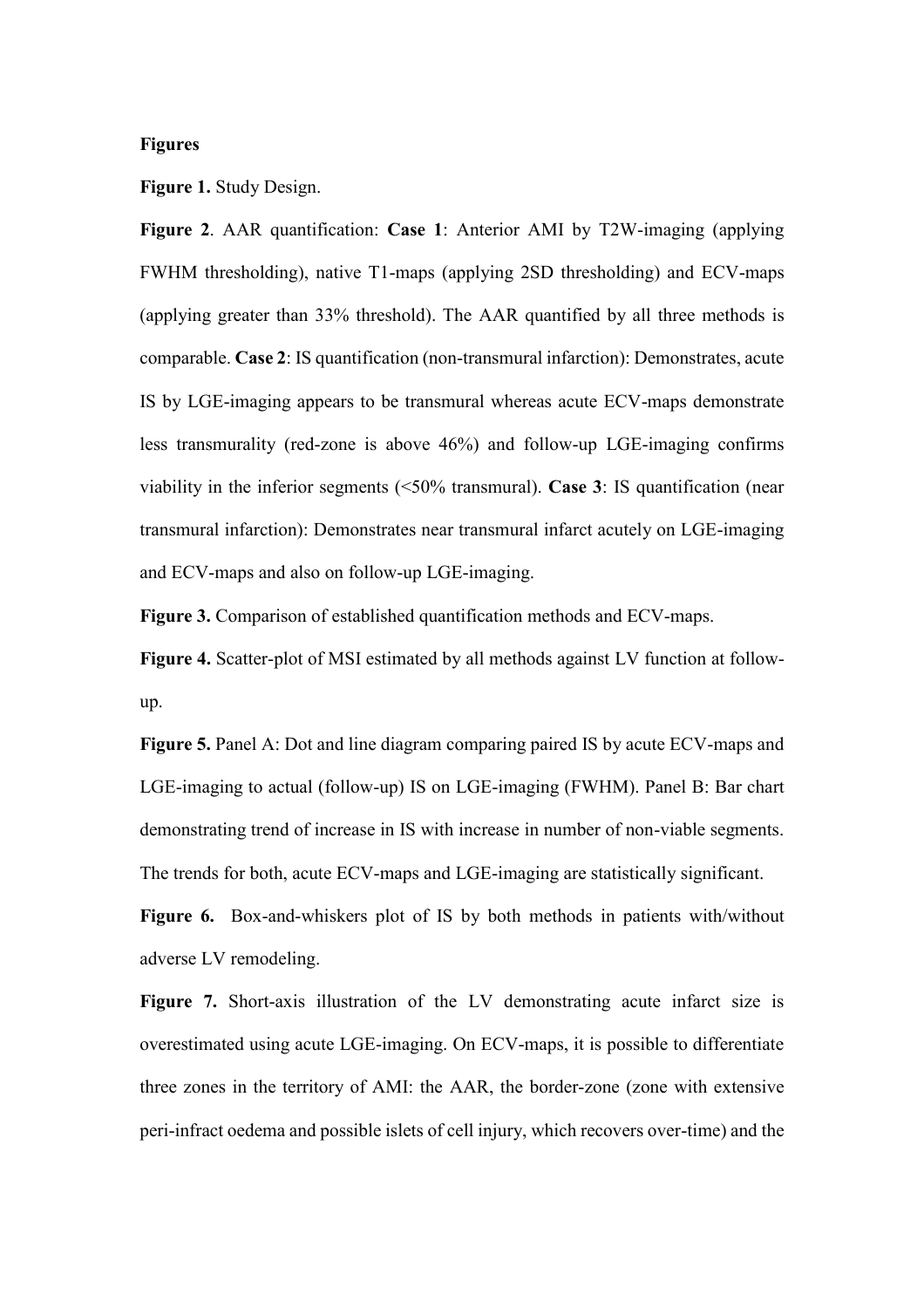**Figures**

**Figure 1.** Study Design.

**Figure 2**. AAR quantification: **Case 1**: Anterior AMI by T2W-imaging (applying FWHM thresholding), native T1-maps (applying 2SD thresholding) and ECV-maps (applying greater than 33% threshold). The AAR quantified by all three methods is comparable. **Case 2**: IS quantification (non-transmural infarction): Demonstrates, acute IS by LGE-imaging appears to be transmural whereas acute ECV-maps demonstrate less transmurality (red-zone is above 46%) and follow-up LGE-imaging confirms viability in the inferior segments (<50% transmural). **Case 3**: IS quantification (near transmural infarction): Demonstrates near transmural infarct acutely on LGE-imaging and ECV-maps and also on follow-up LGE-imaging.

**Figure 3.** Comparison of established quantification methods and ECV-maps.

**Figure 4.** Scatter-plot of MSI estimated by all methods against LV function at follow-up.

**Figure 5.** Panel A: Dot and line diagram comparing paired IS by acute ECV-maps and LGE-imaging to actual (follow-up) IS on LGE-imaging (FWHM). Panel B: Bar chart demonstrating trend of increase in IS with increase in number of non-viable segments. The trends for both, acute ECV-maps and LGE-imaging are statistically significant.

**Figure 6.** Box-and-whiskers plot of IS by both methods in patients with/without adverse LV remodeling.

**Figure 7.** Short-axis illustration of the LV demonstrating acute infarct size is overestimated using acute LGE-imaging. On ECV-maps, it is possible to differentiate three zones in the territory of AMI: the AAR, the border-zone (zone with extensive peri-infract oedema and possible islets of cell injury, which recovers over-time) and the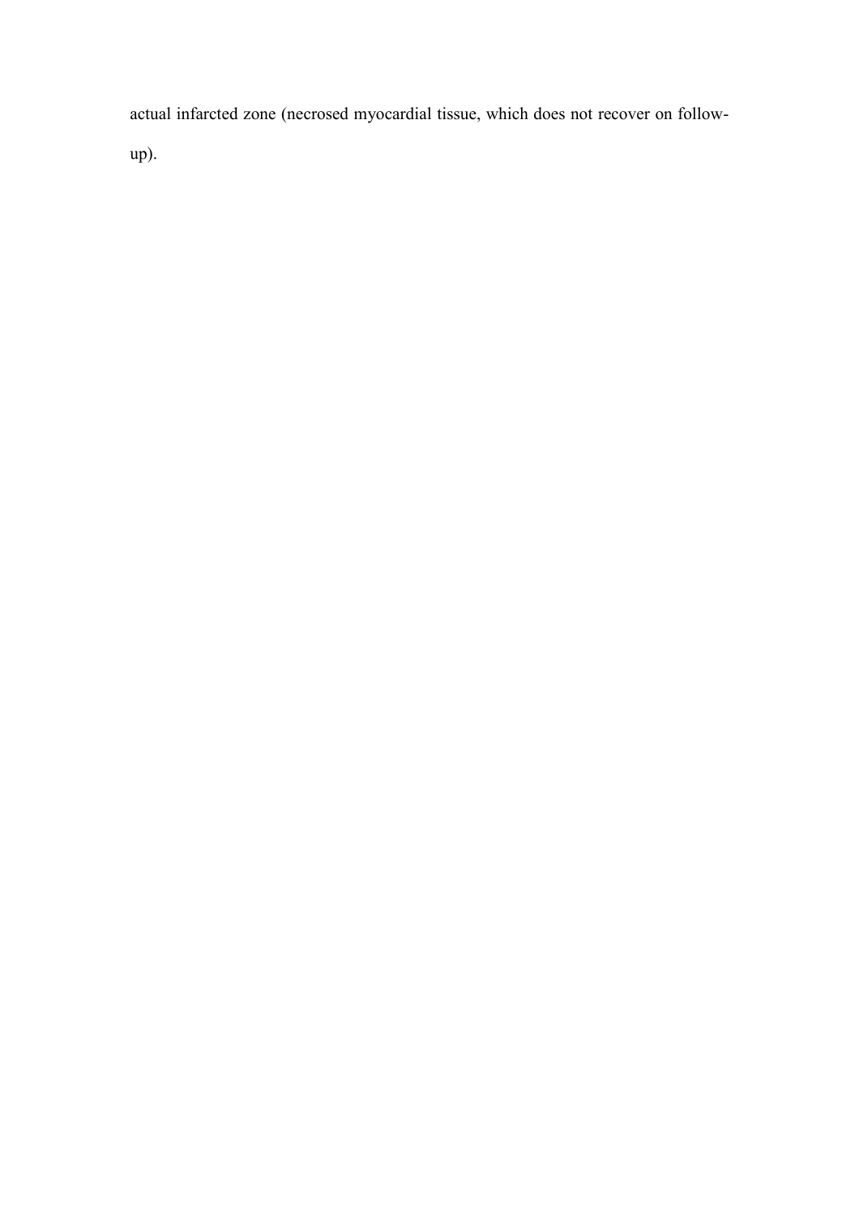actual infarcted zone (necrosed myocardial tissue, which does not recover on follow-up).